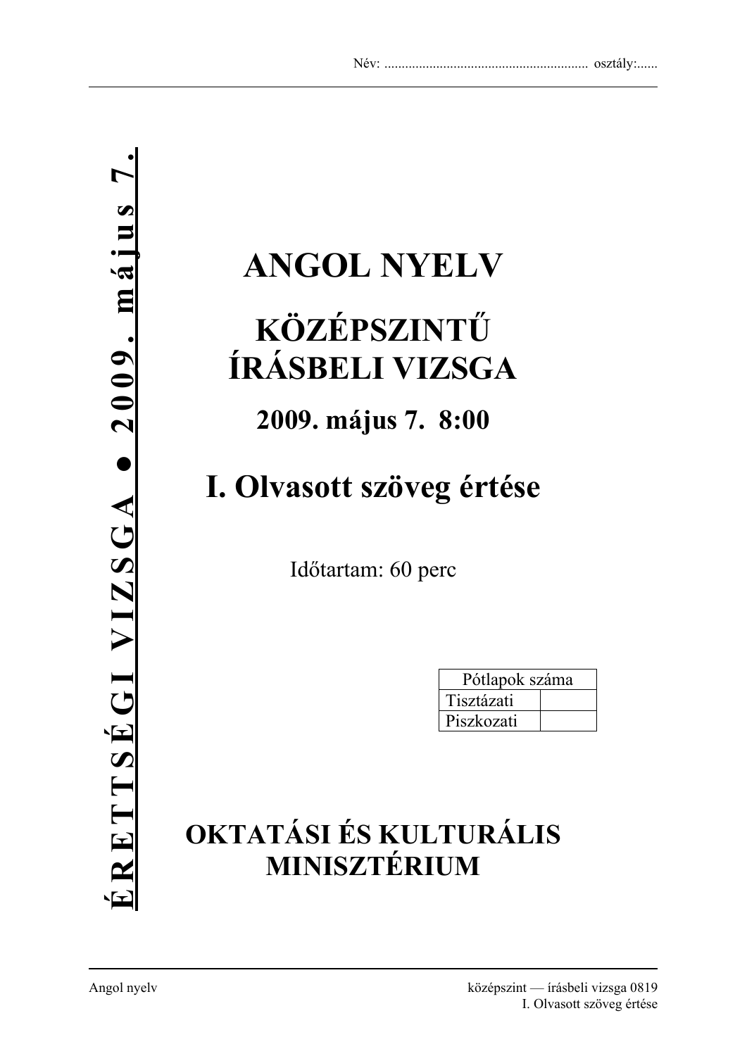Név: ........................................................... osztály:......

**ÉRETTSÉGI VIZSGA • 2009. május 7.**

# ANGOL NYELV

## KÖZÉPSZINTŰ ÍRÁSBELI VIZSGA

### 2009. május 7. 8:00

## I. Olvasott szöveg értése

Időtartam: 60 perc

| Pótlapok száma | |
|---|---|
| Tisztázati | |
| Piszkozati | |

## OKTATÁSI ÉS KULTURÁLIS MINISZTÉRIUM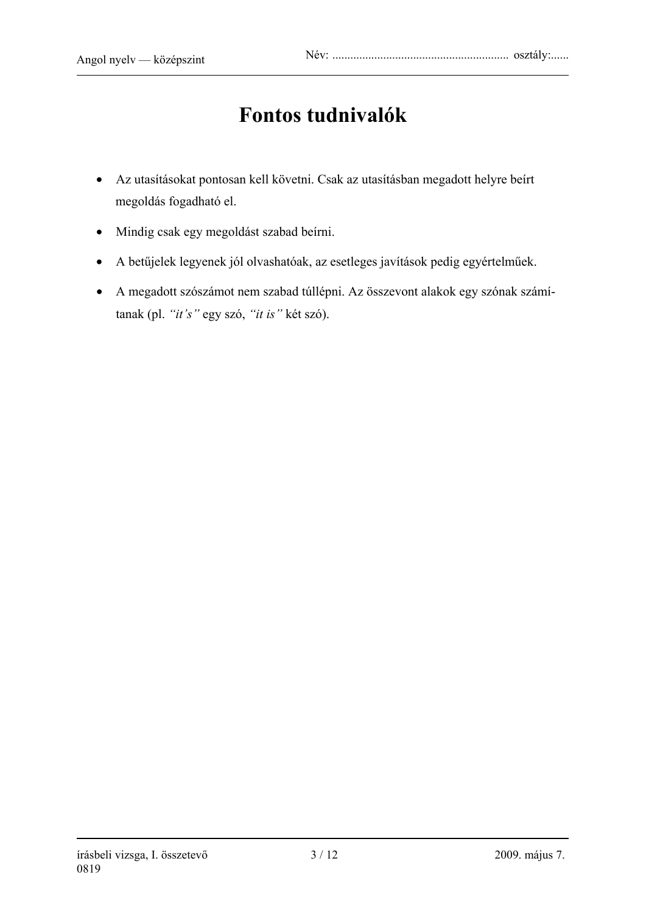# Fontos tudnivalók

- Az utasításokat pontosan kell követni. Csak az utasításban megadott helyre beírt megoldás fogadható el.
- Mindig csak egy megoldást szabad beírni.
- A betűjelek legyenek jól olvashatóak, az esetleges javítások pedig egyértelműek.
- A megadott szószámot nem szabad túllépni. Az összevont alakok egy szónak számítanak (pl. *"it's"* egy szó, *"it is"* két szó).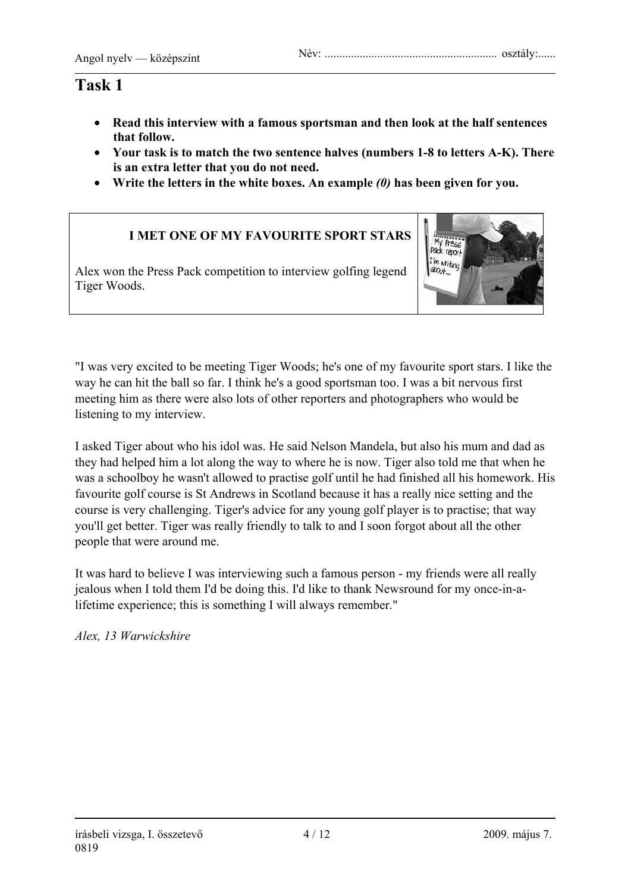# Task 1

- **Read this interview with a famous sportsman and then look at the half sentences that follow.**
- **Your task is to match the two sentence halves (numbers 1-8 to letters A-K). There is an extra letter that you do not need.**
- **Write the letters in the white boxes. An example *(0)* has been given for you.**

**I MET ONE OF MY FAVOURITE SPORT STARS**

Alex won the Press Pack competition to interview golfing legend Tiger Woods.

"I was very excited to be meeting Tiger Woods; he's one of my favourite sport stars. I like the way he can hit the ball so far. I think he's a good sportsman too. I was a bit nervous first meeting him as there were also lots of other reporters and photographers who would be listening to my interview.

I asked Tiger about who his idol was. He said Nelson Mandela, but also his mum and dad as they had helped him a lot along the way to where he is now. Tiger also told me that when he was a schoolboy he wasn't allowed to practise golf until he had finished all his homework. His favourite golf course is St Andrews in Scotland because it has a really nice setting and the course is very challenging. Tiger's advice for any young golf player is to practise; that way you'll get better. Tiger was really friendly to talk to and I soon forgot about all the other people that were around me.

It was hard to believe I was interviewing such a famous person - my friends were all really jealous when I told them I'd be doing this. I'd like to thank Newsround for my once-in-a-lifetime experience; this is something I will always remember."

*Alex, 13 Warwickshire*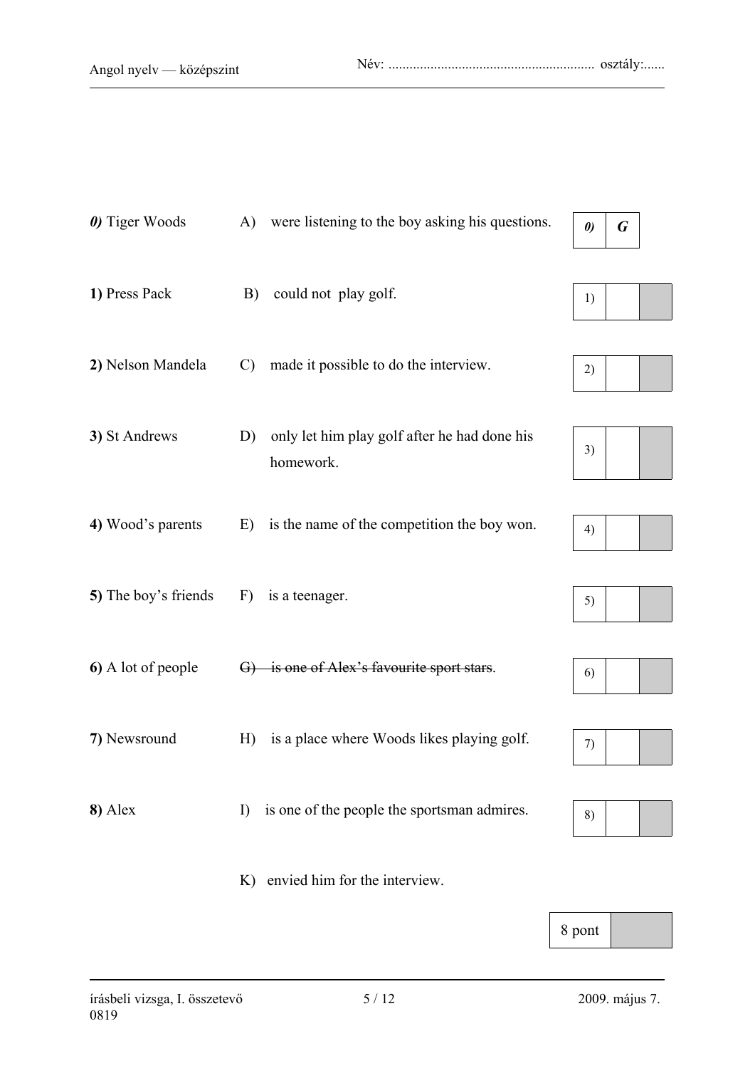| | | | |
|---|---|---|---|
| ***0)*** Tiger Woods | A) were listening to the boy asking his questions. | ***0)*** | ***G*** |
| **1)** Press Pack | B) could not play golf. | 1) | |
| **2)** Nelson Mandela | C) made it possible to do the interview. | 2) | |
| **3)** St Andrews | D) only let him play golf after he had done his homework. | 3) | |
| **4)** Wood's parents | E) is the name of the competition the boy won. | 4) | |
| **5)** The boy's friends | F) is a teenager. | 5) | |
| **6)** A lot of people | ~~G) is one of Alex's favourite sport stars~~. | 6) | |
| **7)** Newsround | H) is a place where Woods likes playing golf. | 7) | |
| **8)** Alex | I) is one of the people the sportsman admires. | 8) | |
| | K) envied him for the interview. | | |

| 8 pont | |
|---|---|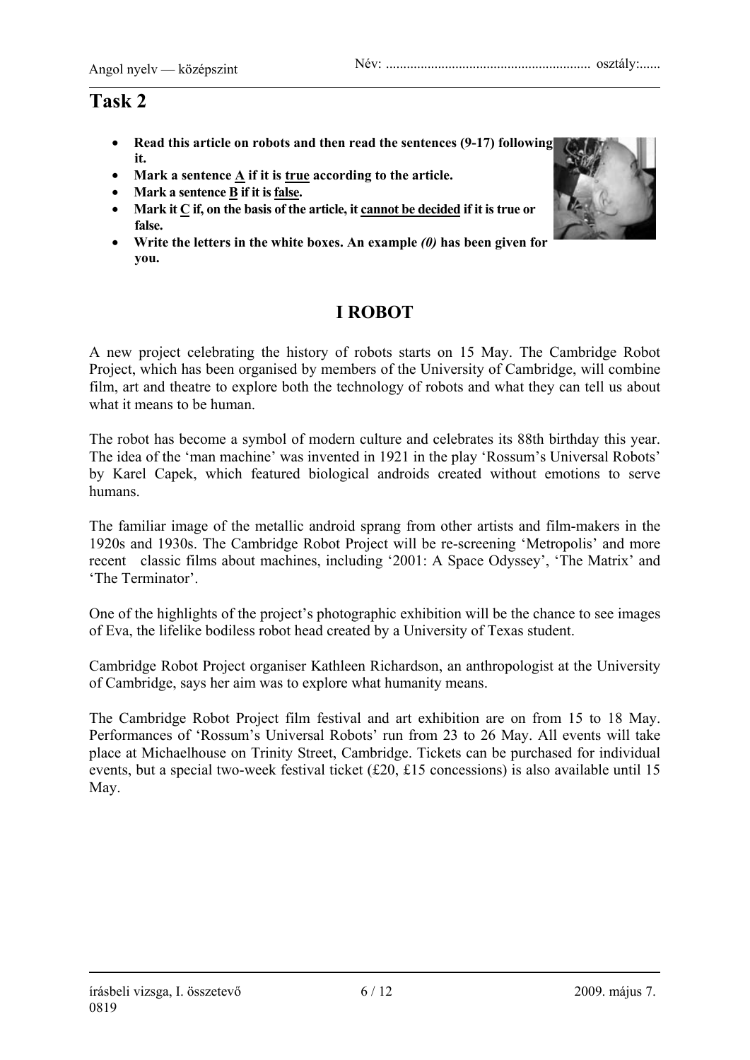# Task 2

- **Read this article on robots and then read the sentences (9-17) following it.**
- **Mark a sentence A if it is true according to the article.**
- **Mark a sentence B if it is false.**
- **Mark it C if, on the basis of the article, it cannot be decided if it is true or false.**
- **Write the letters in the white boxes. An example *(0)* has been given for you.**

## I ROBOT

A new project celebrating the history of robots starts on 15 May. The Cambridge Robot Project, which has been organised by members of the University of Cambridge, will combine film, art and theatre to explore both the technology of robots and what they can tell us about what it means to be human.

The robot has become a symbol of modern culture and celebrates its 88th birthday this year. The idea of the 'man machine' was invented in 1921 in the play 'Rossum's Universal Robots' by Karel Capek, which featured biological androids created without emotions to serve humans.

The familiar image of the metallic android sprang from other artists and film-makers in the 1920s and 1930s. The Cambridge Robot Project will be re-screening 'Metropolis' and more recent classic films about machines, including '2001: A Space Odyssey', 'The Matrix' and 'The Terminator'.

One of the highlights of the project's photographic exhibition will be the chance to see images of Eva, the lifelike bodiless robot head created by a University of Texas student.

Cambridge Robot Project organiser Kathleen Richardson, an anthropologist at the University of Cambridge, says her aim was to explore what humanity means.

The Cambridge Robot Project film festival and art exhibition are on from 15 to 18 May. Performances of 'Rossum's Universal Robots' run from 23 to 26 May. All events will take place at Michaelhouse on Trinity Street, Cambridge. Tickets can be purchased for individual events, but a special two-week festival ticket (£20, £15 concessions) is also available until 15 May.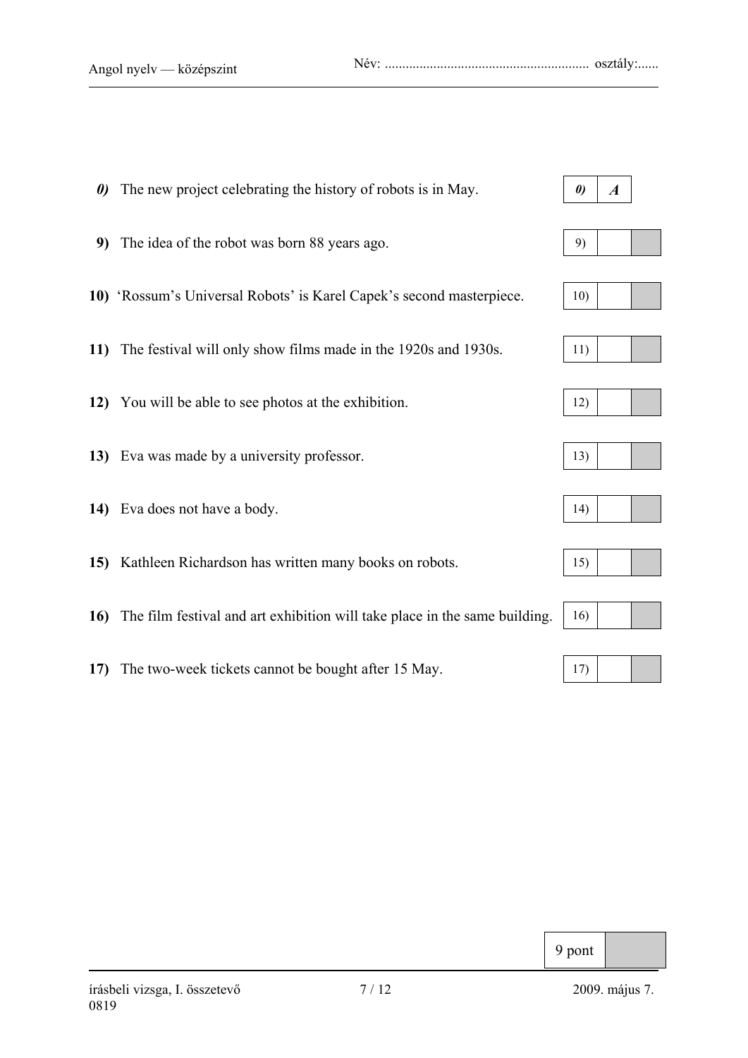**0)** The new project celebrating the history of robots is in May. | 0) | ***A*** |

**9)** The idea of the robot was born 88 years ago. | 9) | |

**10)** 'Rossum's Universal Robots' is Karel Capek's second masterpiece. | 10) | |

**11)** The festival will only show films made in the 1920s and 1930s. | 11) | |

**12)** You will be able to see photos at the exhibition. | 12) | |

**13)** Eva was made by a university professor. | 13) | |

**14)** Eva does not have a body. | 14) | |

**15)** Kathleen Richardson has written many books on robots. | 15) | |

**16)** The film festival and art exhibition will take place in the same building. | 16) | |

**17)** The two-week tickets cannot be bought after 15 May. | 17) | |

| 9 pont | |
|---|---|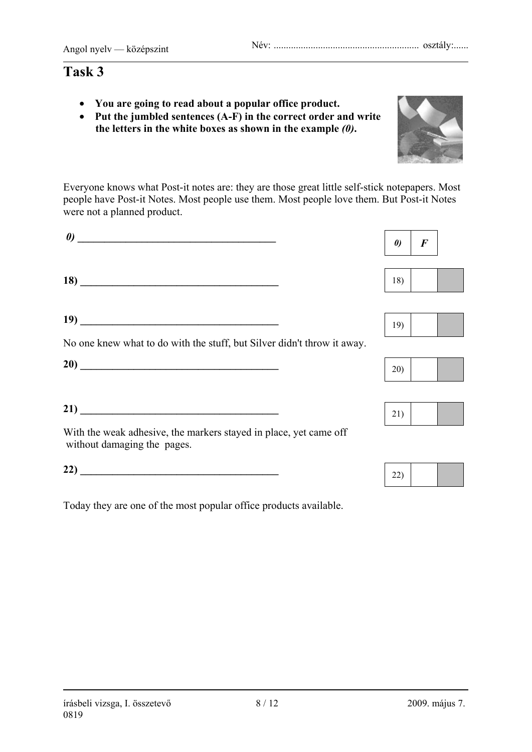# Task 3

- **You are going to read about a popular office product.**
- **Put the jumbled sentences (A-F) in the correct order and write the letters in the white boxes as shown in the example *(0)*.**

Everyone knows what Post-it notes are: they are those great little self-stick notepapers. Most people have Post-it Notes. Most people use them. Most people love them. But Post-it Notes were not a planned product.

***0)*** ______________________________________ | *0)* | ***F*** |

**18)** ______________________________________ | 18) | |

**19)** ______________________________________ | 19) | |

No one knew what to do with the stuff, but Silver didn't throw it away.

**20)** ______________________________________ | 20) | |

**21)** ______________________________________ | 21) | |

With the weak adhesive, the markers stayed in place, yet came off without damaging the pages.

**22)** ______________________________________ | 22) | |

Today they are one of the most popular office products available.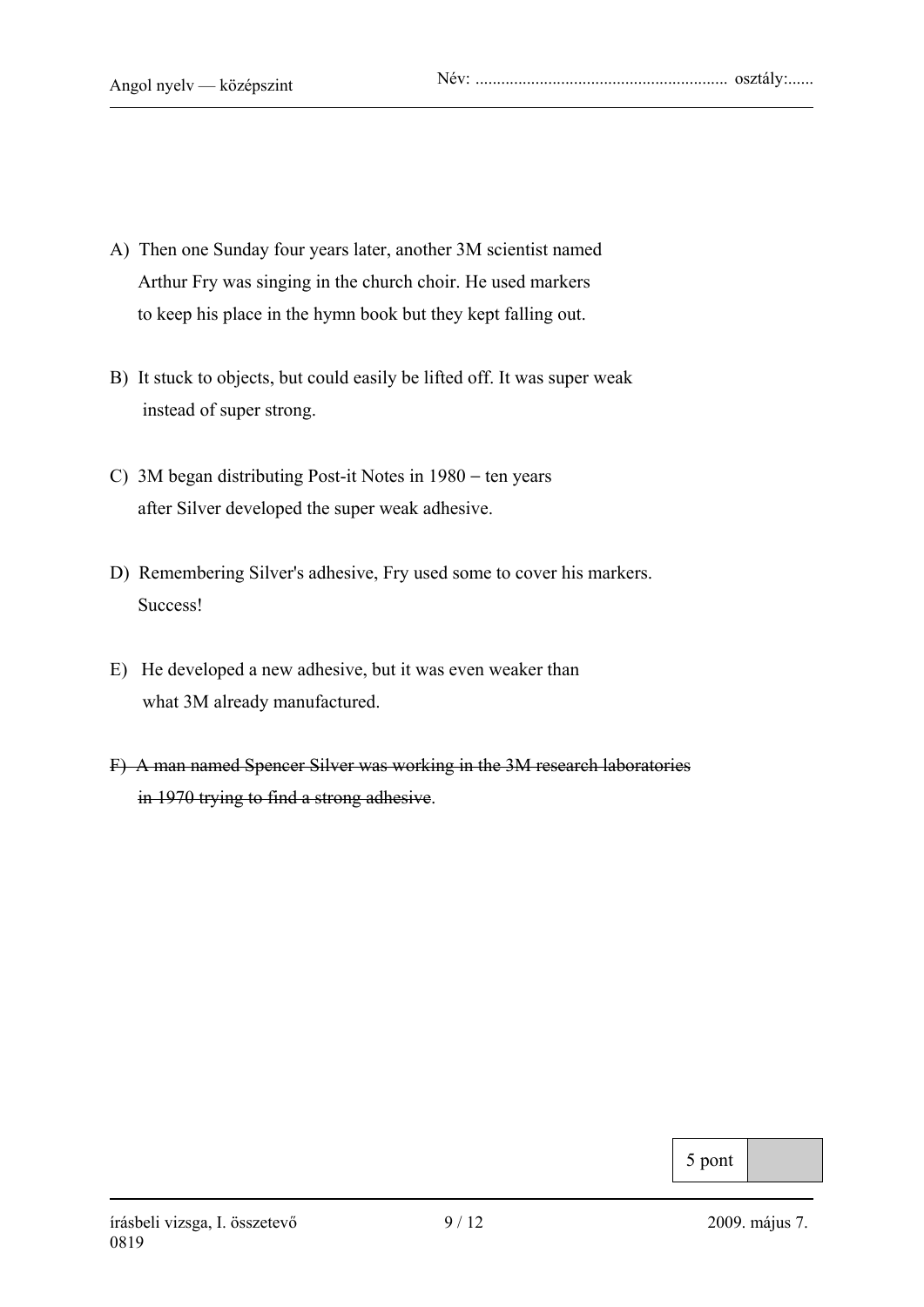A) Then one Sunday four years later, another 3M scientist named Arthur Fry was singing in the church choir. He used markers to keep his place in the hymn book but they kept falling out.

B) It stuck to objects, but could easily be lifted off. It was super weak instead of super strong.

C) 3M began distributing Post-it Notes in 1980 – ten years after Silver developed the super weak adhesive.

D) Remembering Silver's adhesive, Fry used some to cover his markers. Success!

E) He developed a new adhesive, but it was even weaker than what 3M already manufactured.

F) ~~A man named Spencer Silver was working in the 3M research laboratories in 1970 trying to find a strong adhesive~~.

| 5 pont | |
|---|---|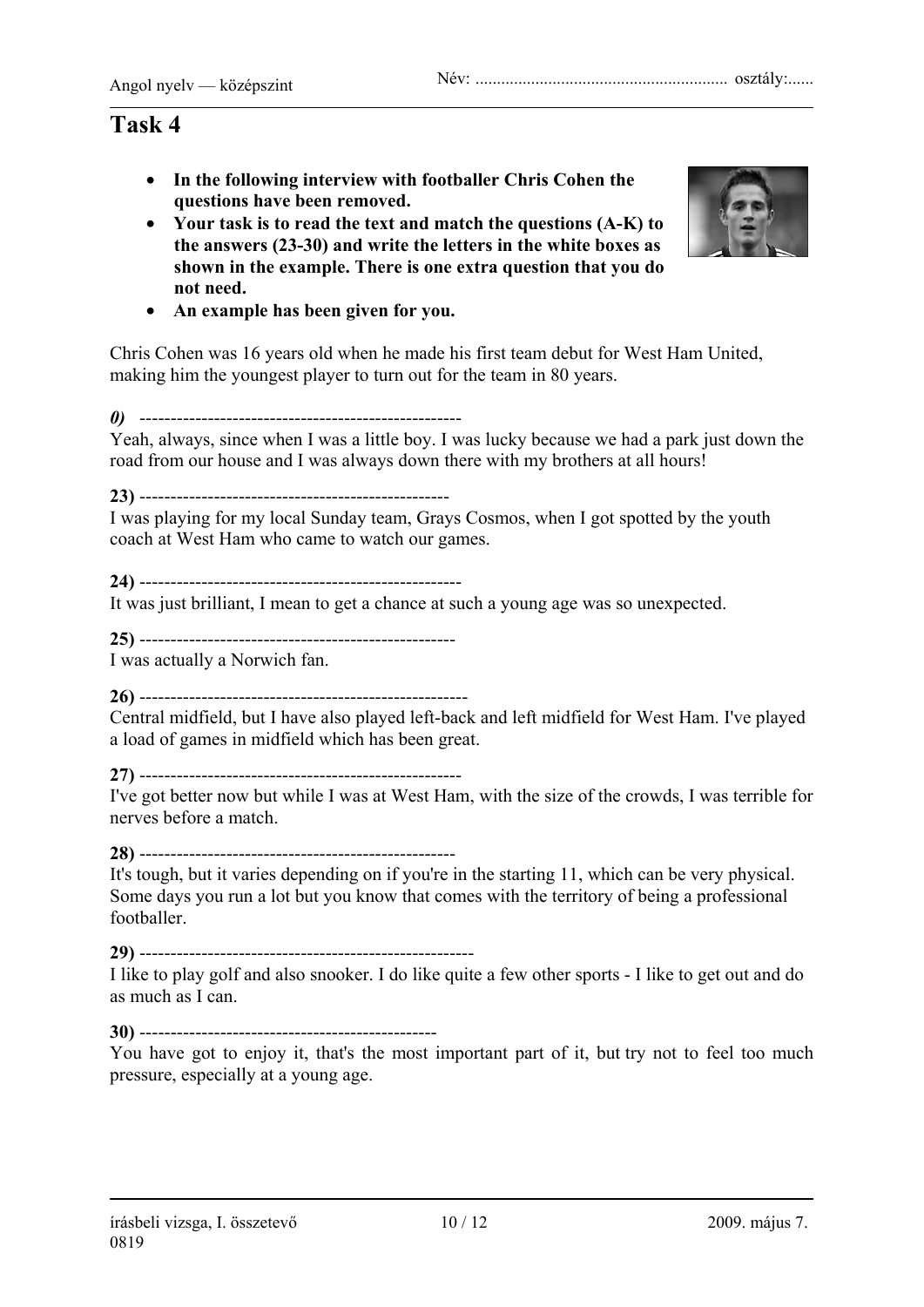# Task 4

- **In the following interview with footballer Chris Cohen the questions have been removed.**
- **Your task is to read the text and match the questions (A-K) to the answers (23-30) and write the letters in the white boxes as shown in the example. There is one extra question that you do not need.**
- **An example has been given for you.**

Chris Cohen was 16 years old when he made his first team debut for West Ham United, making him the youngest player to turn out for the team in 80 years.

***0)*** ----------------------------------------------------

Yeah, always, since when I was a little boy. I was lucky because we had a park just down the road from our house and I was always down there with my brothers at all hours!

**23)** --------------------------------------------------

I was playing for my local Sunday team, Grays Cosmos, when I got spotted by the youth coach at West Ham who came to watch our games.

**24)** ---------------------------------------------------

It was just brilliant, I mean to get a chance at such a young age was so unexpected.

**25)** ---------------------------------------------------

I was actually a Norwich fan.

**26)** ----------------------------------------------------

Central midfield, but I have also played left-back and left midfield for West Ham. I've played a load of games in midfield which has been great.

**27)** ---------------------------------------------------

I've got better now but while I was at West Ham, with the size of the crowds, I was terrible for nerves before a match.

**28)** ---------------------------------------------------

It's tough, but it varies depending on if you're in the starting 11, which can be very physical. Some days you run a lot but you know that comes with the territory of being a professional footballer.

**29)** -----------------------------------------------------

I like to play golf and also snooker. I do like quite a few other sports - I like to get out and do as much as I can.

**30)** -----------------------------------------------

You have got to enjoy it, that's the most important part of it, but try not to feel too much pressure, especially at a young age.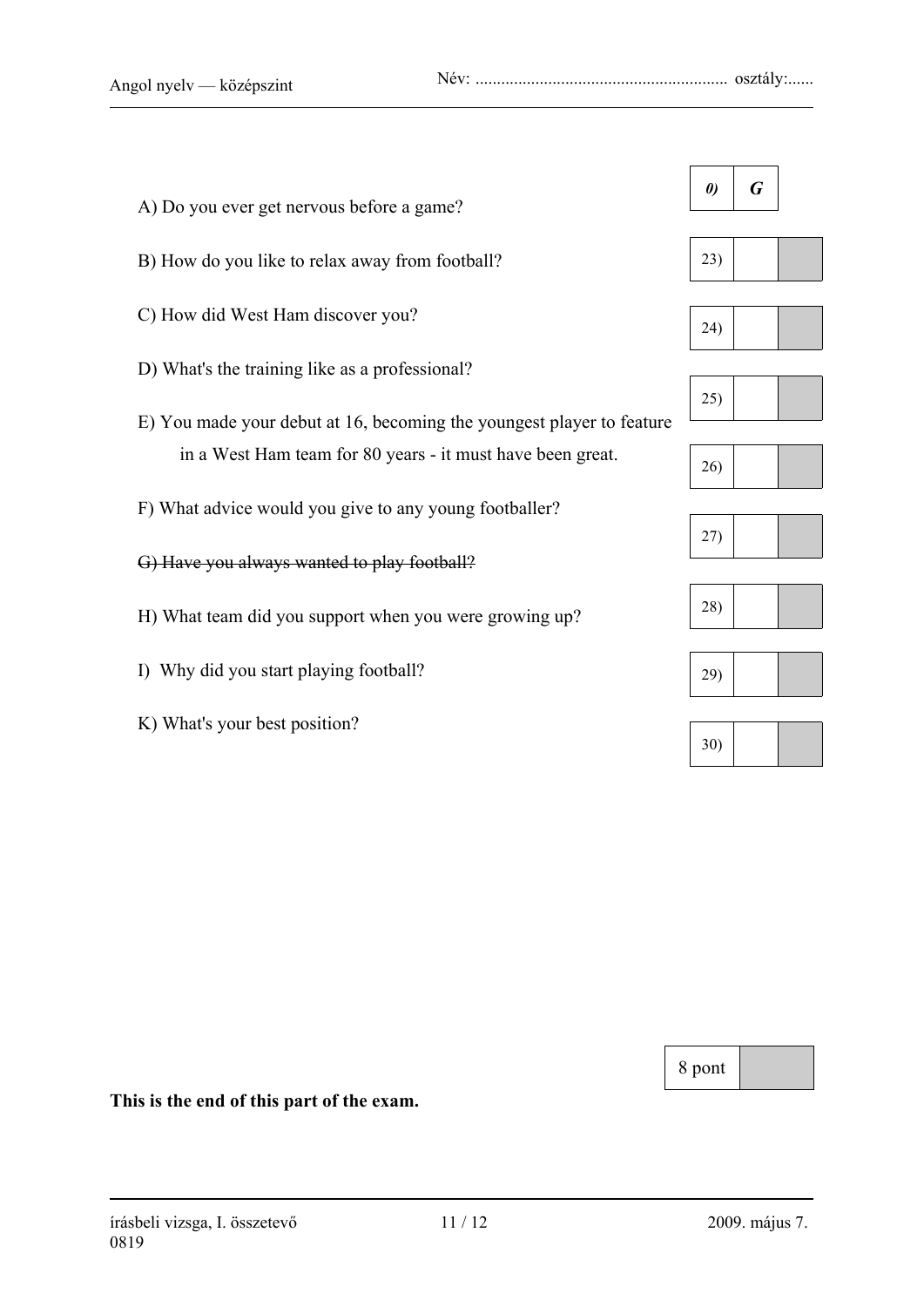A) Do you ever get nervous before a game?

B) How do you like to relax away from football?

C) How did West Ham discover you?

D) What's the training like as a professional?

E) You made your debut at 16, becoming the youngest player to feature in a West Ham team for 80 years - it must have been great.

F) What advice would you give to any young footballer?

~~G) Have you always wanted to play football?~~

H) What team did you support when you were growing up?

I) Why did you start playing football?

K) What's your best position?

| | | |
|---|---|---|
| *0)* | ***G*** | |
| 23) | | |
| 24) | | |
| 25) | | |
| 26) | | |
| 27) | | |
| 28) | | |
| 29) | | |
| 30) | | |

| 8 pont | |
|---|---|

**This is the end of this part of the exam.**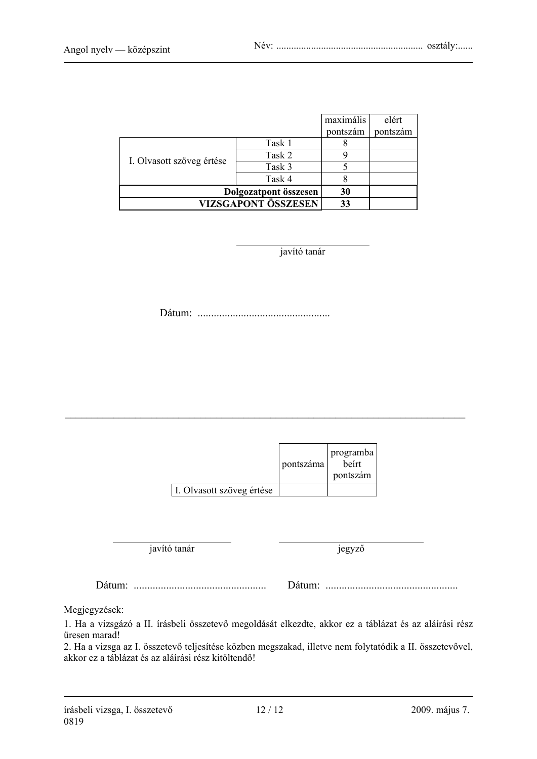| | | maximális pontszám | elért pontszám |
|---|---|---|---|
| I. Olvasott szöveg értése | Task 1 | 8 | |
| | Task 2 | 9 | |
| | Task 3 | 5 | |
| | Task 4 | 8 | |
| **Dolgozatpont összesen** | | **30** | |
| **VIZSGAPONT ÖSSZESEN** | | **33** | |

\_\_\_\_\_\_\_\_\_\_\_\_\_\_\_\_\_\_\_\_\_\_\_\_\_\_\_\_\_\_

javító tanár

Dátum: .................................................

---

| | pontszáma | programba beírt pontszám |
|---|---|---|
| I. Olvasott szöveg értése | | |

\_\_\_\_\_\_\_\_\_\_\_\_\_\_\_\_\_\_\_\_\_\_\_\_\_\_\_\_\_\_ \_\_\_\_\_\_\_\_\_\_\_\_\_\_\_\_\_\_\_\_\_\_\_\_\_\_\_\_\_\_

javító tanár jegyző

Dátum: ................................................. Dátum: .................................................

Megjegyzések:

1. Ha a vizsgázó a II. írásbeli összetevő megoldását elkezdte, akkor ez a táblázat és az aláírási rész üresen marad!
2. Ha a vizsga az I. összetevő teljesítése közben megszakad, illetve nem folytatódik a II. összetevővel, akkor ez a táblázat és az aláírási rész kitöltendő!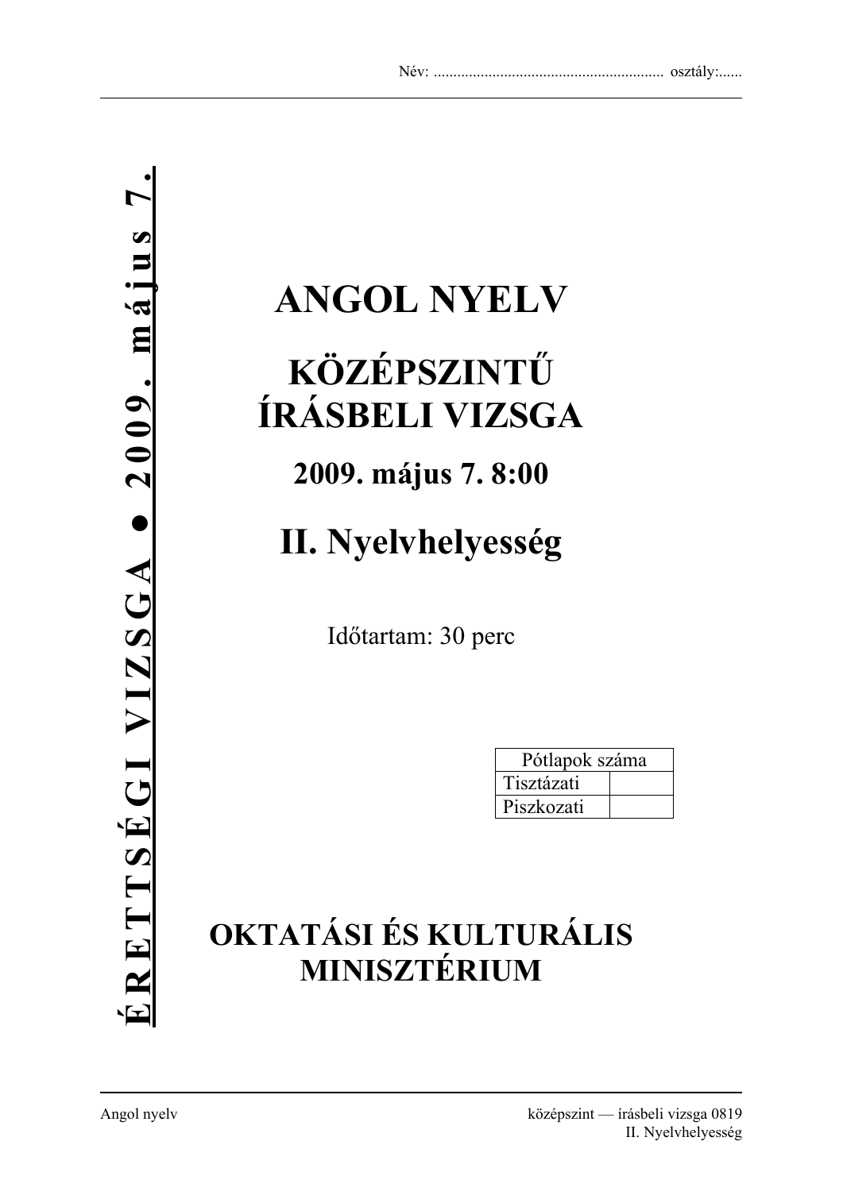Név: ........................................................... osztály:......

**ÉRETTSÉGI VIZSGA • 2009. május 7.**

# ANGOL NYELV

## KÖZÉPSZINTŰ ÍRÁSBELI VIZSGA

### 2009. május 7. 8:00

## II. Nyelvhelyesség

Időtartam: 30 perc

| Pótlapok száma | |
|---|---|
| Tisztázati | |
| Piszkozati | |

## OKTATÁSI ÉS KULTURÁLIS MINISZTÉRIUM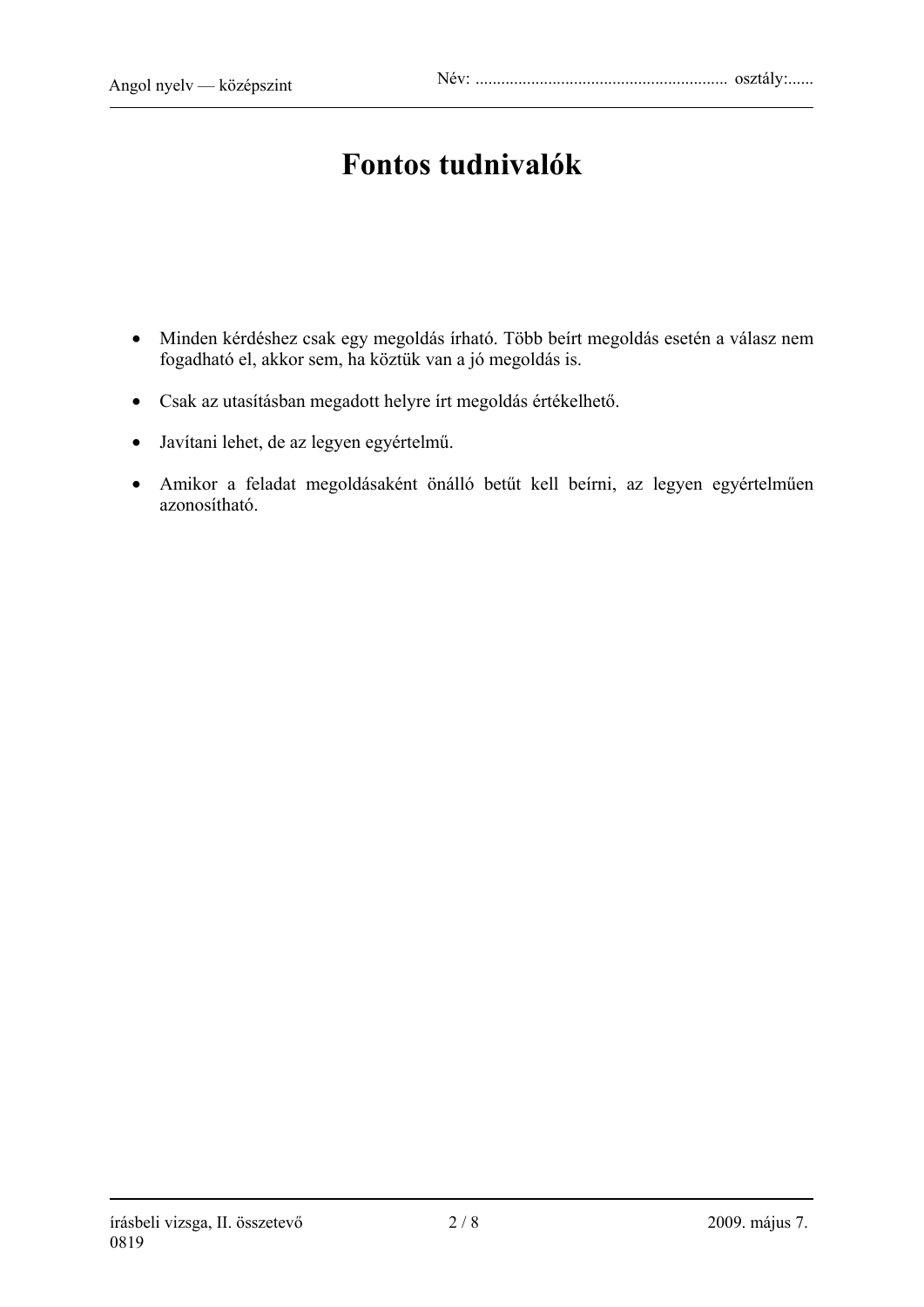# Fontos tudnivalók

- Minden kérdéshez csak egy megoldás írható. Több beírt megoldás esetén a válasz nem fogadható el, akkor sem, ha köztük van a jó megoldás is.
- Csak az utasításban megadott helyre írt megoldás értékelhető.
- Javítani lehet, de az legyen egyértelmű.
- Amikor a feladat megoldásaként önálló betűt kell beírni, az legyen egyértelműen azonosítható.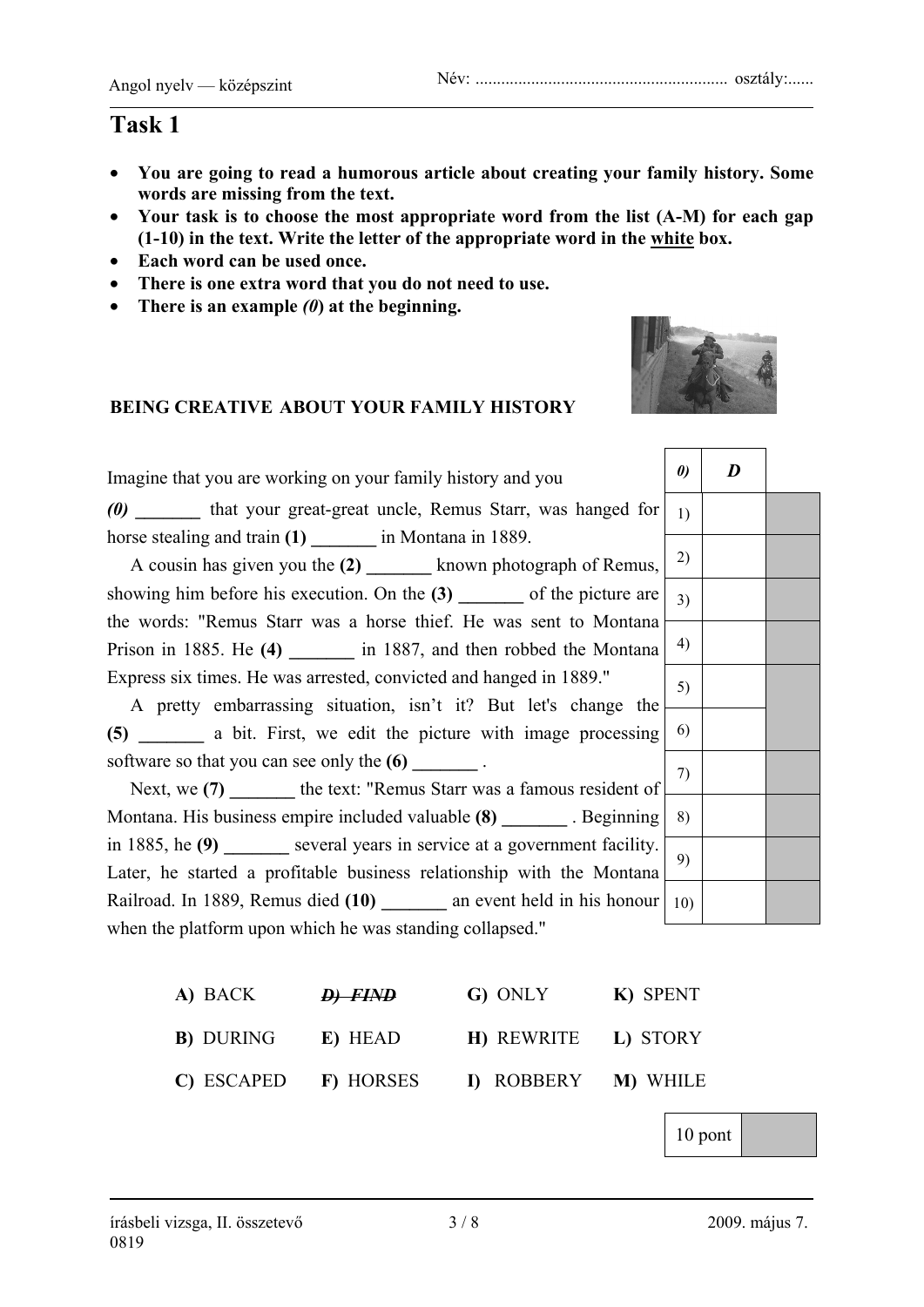# Task 1

- **You are going to read a humorous article about creating your family history. Some words are missing from the text.**
- **Your task is to choose the most appropriate word from the list (A-M) for each gap (1-10) in the text. Write the letter of the appropriate word in the white box.**
- **Each word can be used once.**
- **There is one extra word that you do not need to use.**
- **There is an example (*0*) at the beginning.**

### BEING CREATIVE ABOUT YOUR FAMILY HISTORY

Imagine that you are working on your family history and you ***(0)*** **_______** that your great-great uncle, Remus Starr, was hanged for horse stealing and train **(1) _______** in Montana in 1889.

A cousin has given you the **(2) _______** known photograph of Remus, showing him before his execution. On the **(3) _______** of the picture are the words: "Remus Starr was a horse thief. He was sent to Montana Prison in 1885. He **(4) _______** in 1887, and then robbed the Montana Express six times. He was arrested, convicted and hanged in 1889."

A pretty embarrassing situation, isn't it? But let's change the **(5) _______** a bit. First, we edit the picture with image processing software so that you can see only the **(6) _______** .

Next, we **(7) _______** the text: "Remus Starr was a famous resident of Montana. His business empire included valuable **(8) _______** . Beginning in 1885, he **(9) _______** several years in service at a government facility. Later, he started a profitable business relationship with the Montana Railroad. In 1889, Remus died **(10) _______** an event held in his honour when the platform upon which he was standing collapsed."

| | | |
|---|---|---|
| *0)* | ***D*** | |
| 1) | | |
| 2) | | |
| 3) | | |
| 4) | | |
| 5) | | |
| 6) | | |
| 7) | | |
| 8) | | |
| 9) | | |
| 10) | | |

| | | | |
|---|---|---|---|
| **A)** BACK | ~~***D)*** ***FIND***~~ | **G)** ONLY | **K)** SPENT |
| **B)** DURING | **E)** HEAD | **H)** REWRITE | **L)** STORY |
| **C)** ESCAPED | **F)** HORSES | **I)** ROBBERY | **M)** WHILE |

| | |
|---|---|
| 10 pont | |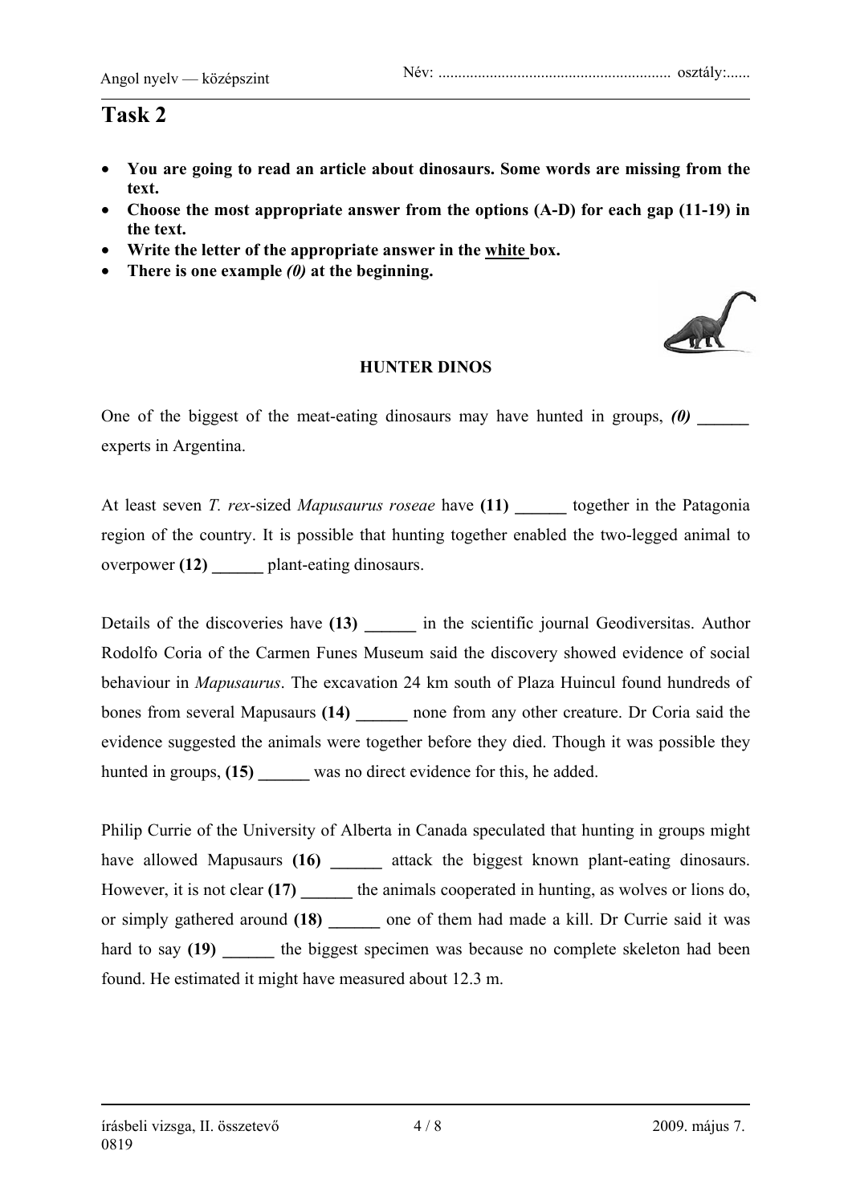# Task 2

- **You are going to read an article about dinosaurs. Some words are missing from the text.**
- **Choose the most appropriate answer from the options (A-D) for each gap (11-19) in the text.**
- **Write the letter of the appropriate answer in the white box.**
- **There is one example *(0)* at the beginning.**

### HUNTER DINOS

One of the biggest of the meat-eating dinosaurs may have hunted in groups, ***(0)* ______** experts in Argentina.

At least seven *T. rex*-sized *Mapusaurus roseae* have **(11) ______** together in the Patagonia region of the country. It is possible that hunting together enabled the two-legged animal to overpower **(12) ______** plant-eating dinosaurs.

Details of the discoveries have **(13) ______** in the scientific journal Geodiversitas. Author Rodolfo Coria of the Carmen Funes Museum said the discovery showed evidence of social behaviour in *Mapusaurus*. The excavation 24 km south of Plaza Huincul found hundreds of bones from several Mapusaurs **(14) ______** none from any other creature. Dr Coria said the evidence suggested the animals were together before they died. Though it was possible they hunted in groups, **(15) ______** was no direct evidence for this, he added.

Philip Currie of the University of Alberta in Canada speculated that hunting in groups might have allowed Mapusaurs **(16) ______** attack the biggest known plant-eating dinosaurs. However, it is not clear **(17) ______** the animals cooperated in hunting, as wolves or lions do, or simply gathered around **(18) ______** one of them had made a kill. Dr Currie said it was hard to say **(19) ______** the biggest specimen was because no complete skeleton had been found. He estimated it might have measured about 12.3 m.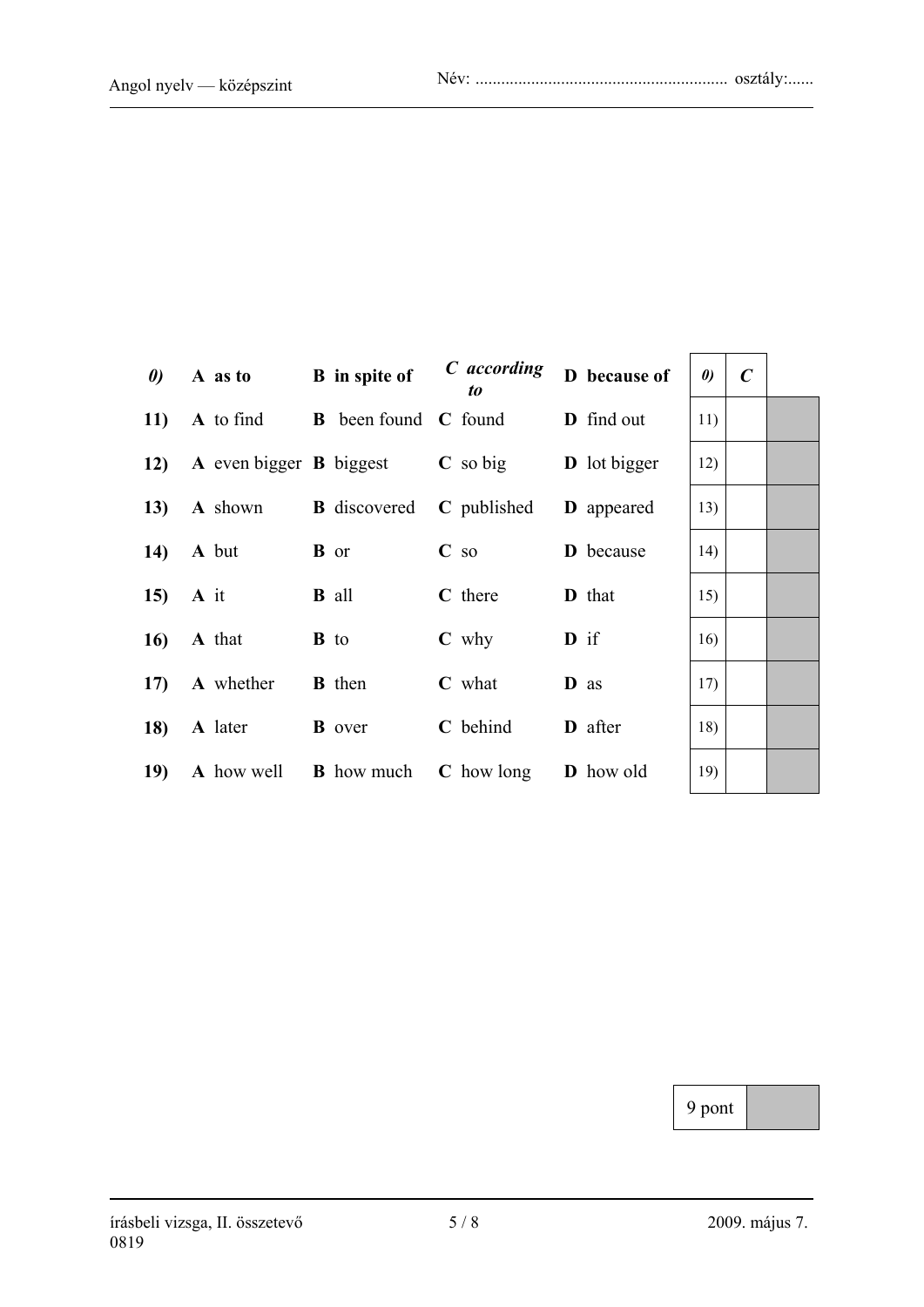| | A | B | C | D | | |
|---|---|---|---|---|---|---|
| ***0)*** | **A as to** | **B in spite of** | ***C according to*** | **D because of** | ***0)*** | ***C*** |
| **11)** | **A** to find | **B** been found | **C** found | **D** find out | 11) | |
| **12)** | **A** even bigger | **B** biggest | **C** so big | **D** lot bigger | 12) | |
| **13)** | **A** shown | **B** discovered | **C** published | **D** appeared | 13) | |
| **14)** | **A** but | **B** or | **C** so | **D** because | 14) | |
| **15)** | **A** it | **B** all | **C** there | **D** that | 15) | |
| **16)** | **A** that | **B** to | **C** why | **D** if | 16) | |
| **17)** | **A** whether | **B** then | **C** what | **D** as | 17) | |
| **18)** | **A** later | **B** over | **C** behind | **D** after | 18) | |
| **19)** | **A** how well | **B** how much | **C** how long | **D** how old | 19) | |

| 9 pont | |
|---|---|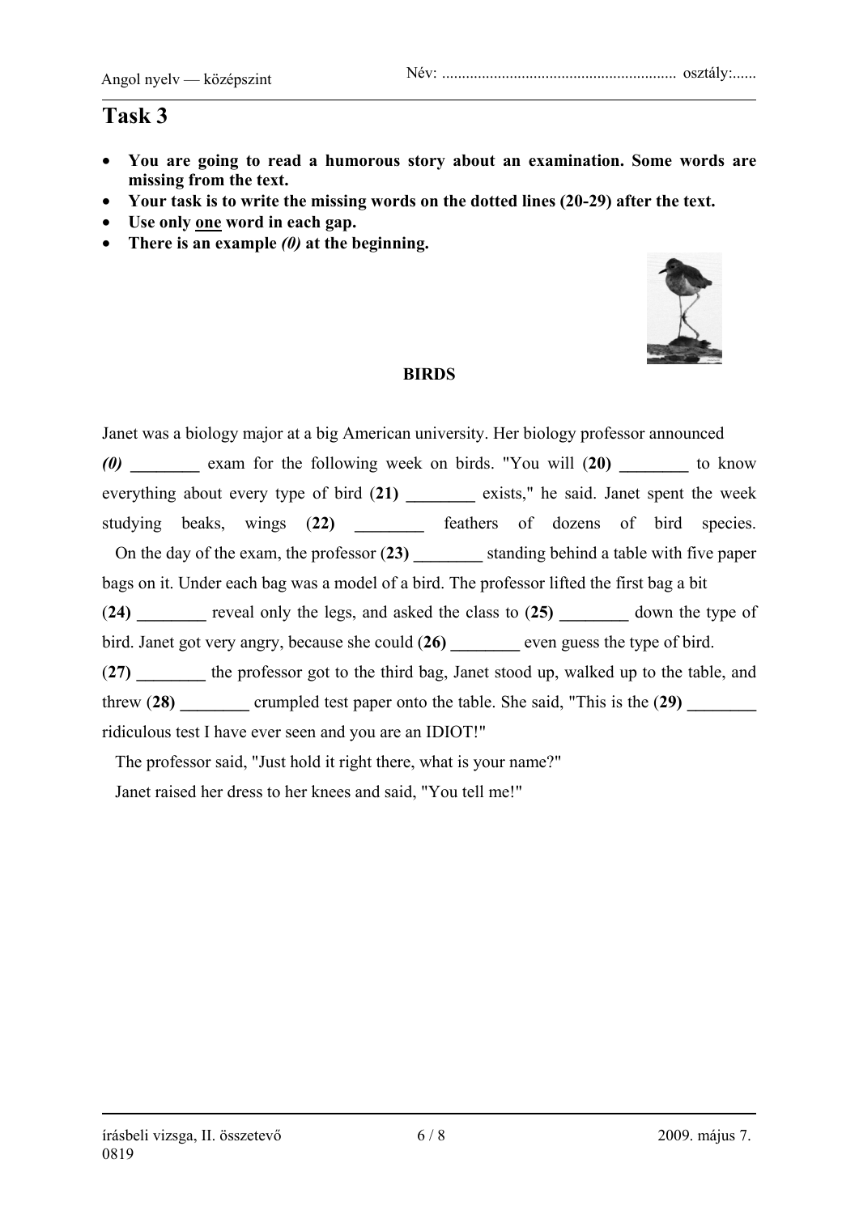# Task 3

- **You are going to read a humorous story about an examination. Some words are missing from the text.**
- **Your task is to write the missing words on the dotted lines (20-29) after the text.**
- **Use only one word in each gap.**
- **There is an example *(0)* at the beginning.**

**BIRDS**

Janet was a biology major at a big American university. Her biology professor announced ***(0)*** **________** exam for the following week on birds. "You will (**20) ________** to know everything about every type of bird (**21) ________** exists," he said. Janet spent the week studying beaks, wings (**22) ________** feathers of dozens of bird species.

On the day of the exam, the professor (**23) ________** standing behind a table with five paper bags on it. Under each bag was a model of a bird. The professor lifted the first bag a bit (**24) ________** reveal only the legs, and asked the class to (**25) ________** down the type of bird. Janet got very angry, because she could (**26) ________** even guess the type of bird. (**27) ________** the professor got to the third bag, Janet stood up, walked up to the table, and threw (**28) ________** crumpled test paper onto the table. She said, "This is the (**29) ________** ridiculous test I have ever seen and you are an IDIOT!"

The professor said, "Just hold it right there, what is your name?"

Janet raised her dress to her knees and said, "You tell me!"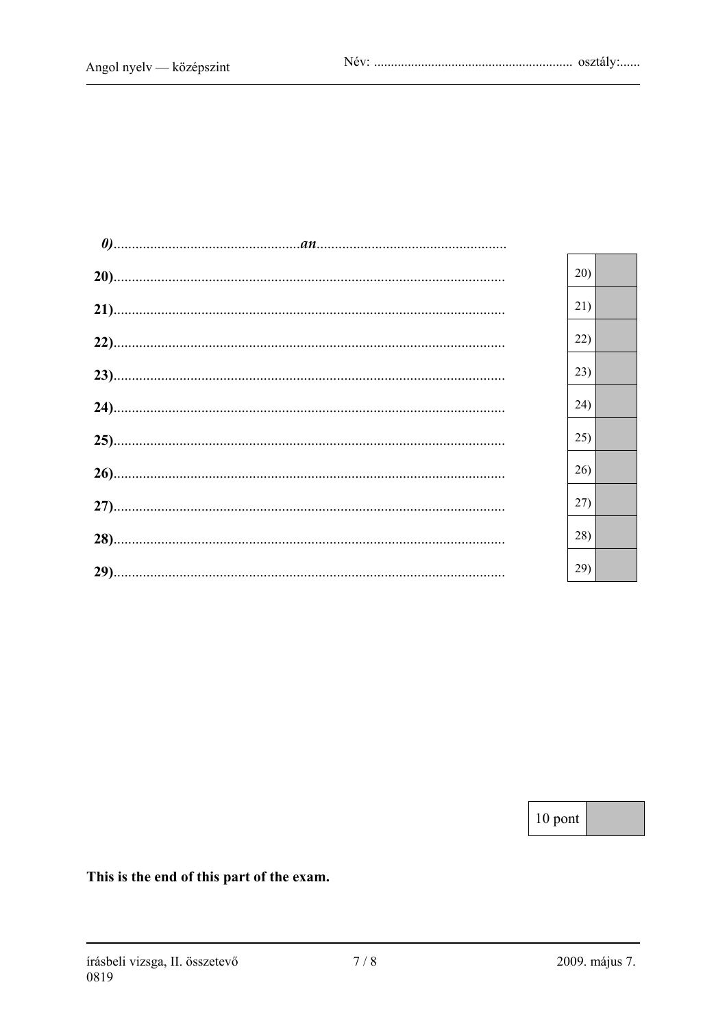*0)*...................................................*an*...................................................

**20)**..........................................................................................................

**21)**..........................................................................................................

**22)**..........................................................................................................

**23)**..........................................................................................................

**24)**..........................................................................................................

**25)**..........................................................................................................

**26)**..........................................................................................................

**27)**..........................................................................................................

**28)**..........................................................................................................

**29)**..........................................................................................................

| | |
|---|---|
| 20) | |
| 21) | |
| 22) | |
| 23) | |
| 24) | |
| 25) | |
| 26) | |
| 27) | |
| 28) | |
| 29) | |

| | |
|---|---|
| 10 pont | |

**This is the end of this part of the exam.**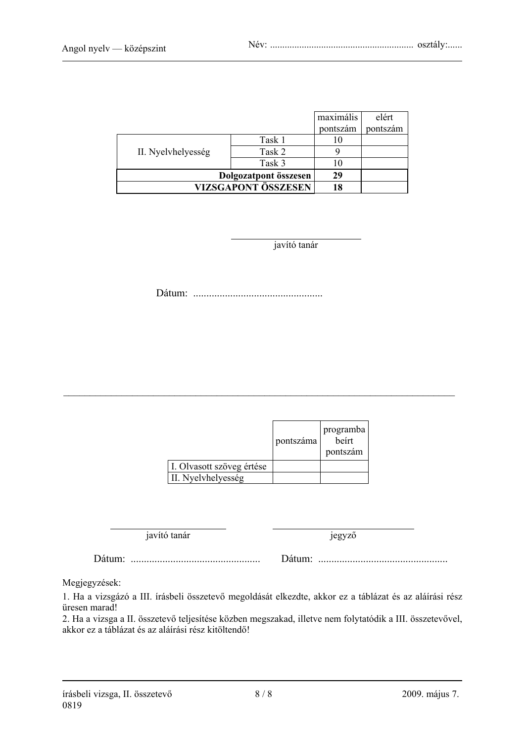Név: ........................................................ osztály:......

| | | maximális pontszám | elért pontszám |
|---|---|---|---|
| II. Nyelvhelyesség | Task 1 | 10 | |
| | Task 2 | 9 | |
| | Task 3 | 10 | |
| **Dolgozatpont összesen** | | **29** | |
| **VIZSGAPONT ÖSSZESEN** | | **18** | |

javító tanár

Dátum: .................................................

---

| | pontszáma | programba beírt pontszám |
|---|---|---|
| I. Olvasott szöveg értése | | |
| II. Nyelvhelyesség | | |

javító tanár

jegyző

Dátum: .................................................

Dátum: .................................................

Megjegyzések:

1. Ha a vizsgázó a III. írásbeli összetevő megoldását elkezdte, akkor ez a táblázat és az aláírási rész üresen marad!
2. Ha a vizsga a II. összetevő teljesítése közben megszakad, illetve nem folytatódik a III. összetevővel, akkor ez a táblázat és az aláírási rész kitöltendő!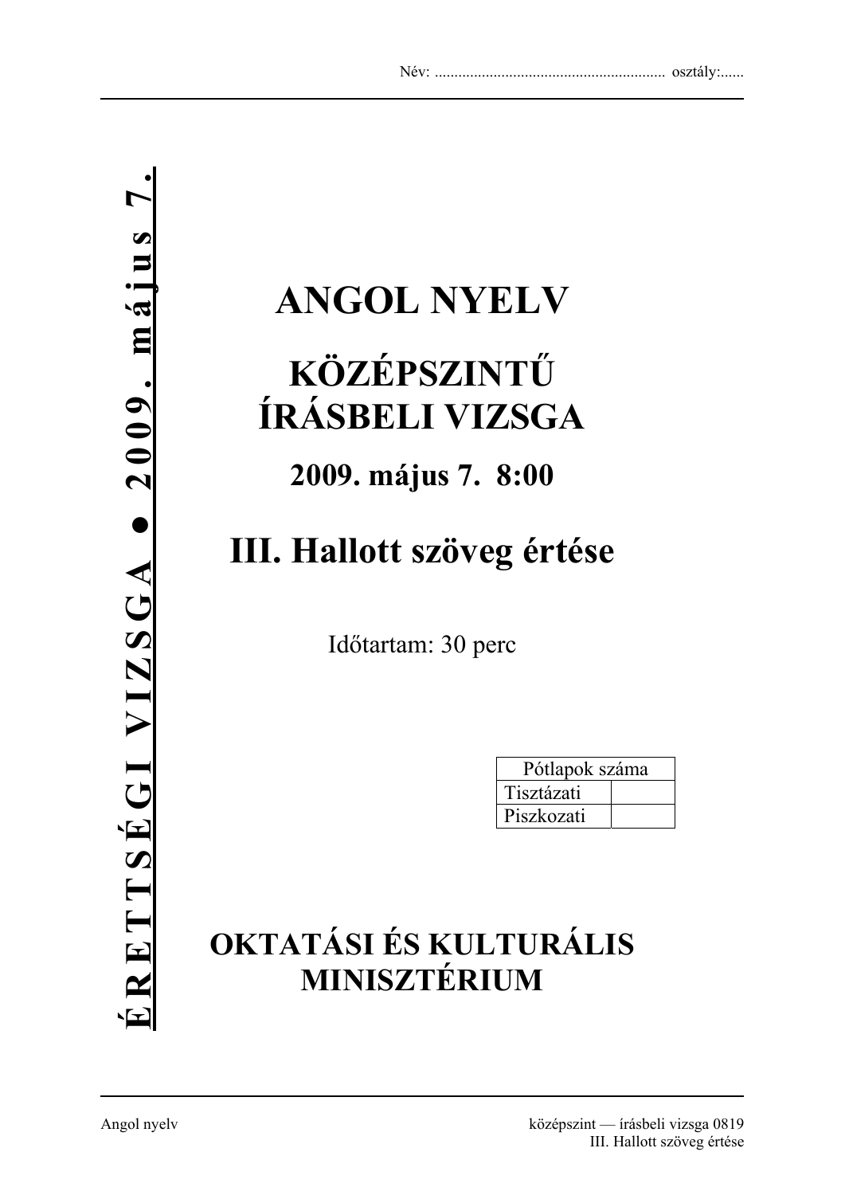Név: ........................................................... osztály:......

ÉRETTSÉGI VIZSGA ● 2009. május 7.

# ANGOL NYELV

## KÖZÉPSZINTŰ ÍRÁSBELI VIZSGA

### 2009. május 7. 8:00

## III. Hallott szöveg értése

Időtartam: 30 perc

| Pótlapok száma | |
|---|---|
| Tisztázati | |
| Piszkozati | |

## OKTATÁSI ÉS KULTURÁLIS MINISZTÉRIUM

Angol nyelv — középszint — írásbeli vizsga 0819
III. Hallott szöveg értése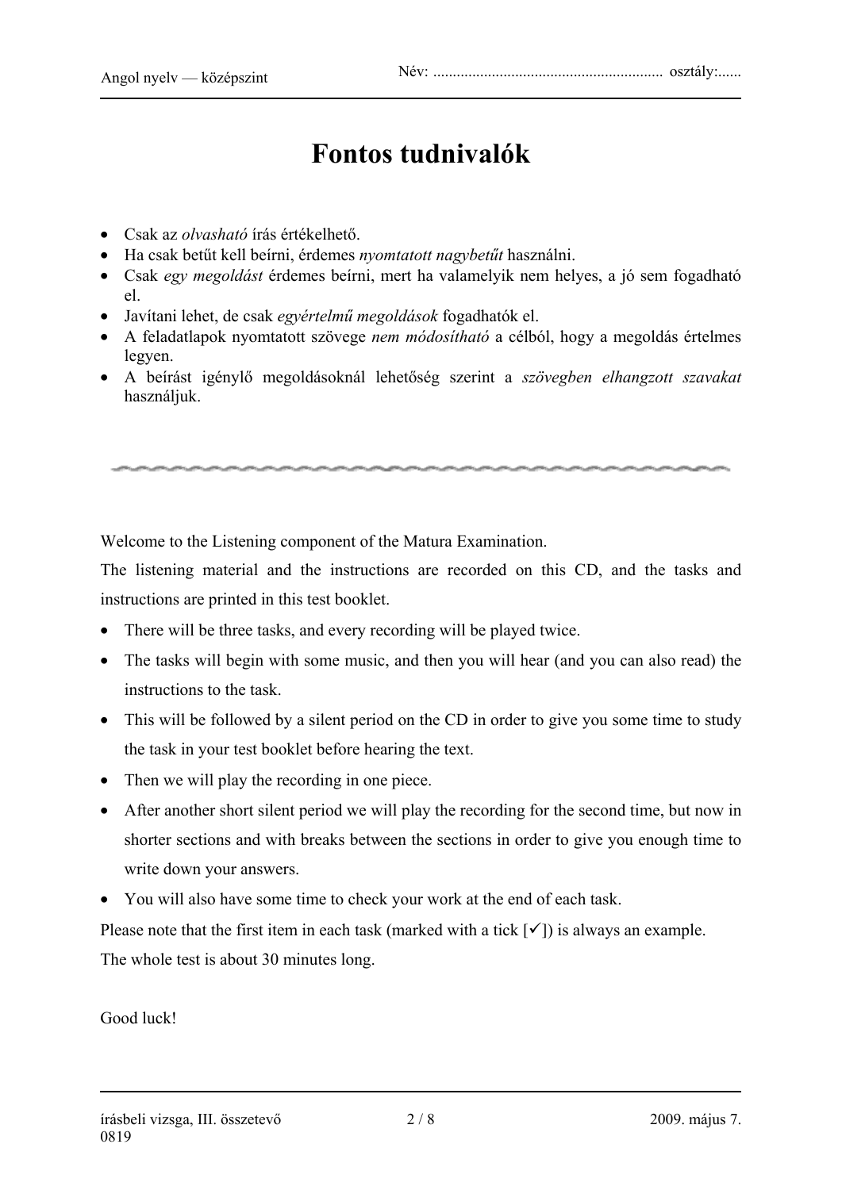# Fontos tudnivalók

- Csak az *olvasható* írás értékelhető.
- Ha csak betűt kell beírni, érdemes *nyomtatott nagybetűt* használni.
- Csak *egy megoldást* érdemes beírni, mert ha valamelyik nem helyes, a jó sem fogadható el.
- Javítani lehet, de csak *egyértelmű megoldások* fogadhatók el.
- A feladatlapok nyomtatott szövege *nem módosítható* a célból, hogy a megoldás értelmes legyen.
- A beírást igénylő megoldásoknál lehetőség szerint a *szövegben elhangzott szavakat* használjuk.

---

Welcome to the Listening component of the Matura Examination.

The listening material and the instructions are recorded on this CD, and the tasks and instructions are printed in this test booklet.

- There will be three tasks, and every recording will be played twice.
- The tasks will begin with some music, and then you will hear (and you can also read) the instructions to the task.
- This will be followed by a silent period on the CD in order to give you some time to study the task in your test booklet before hearing the text.
- Then we will play the recording in one piece.
- After another short silent period we will play the recording for the second time, but now in shorter sections and with breaks between the sections in order to give you enough time to write down your answers.
- You will also have some time to check your work at the end of each task.

Please note that the first item in each task (marked with a tick [✓]) is always an example.

The whole test is about 30 minutes long.

Good luck!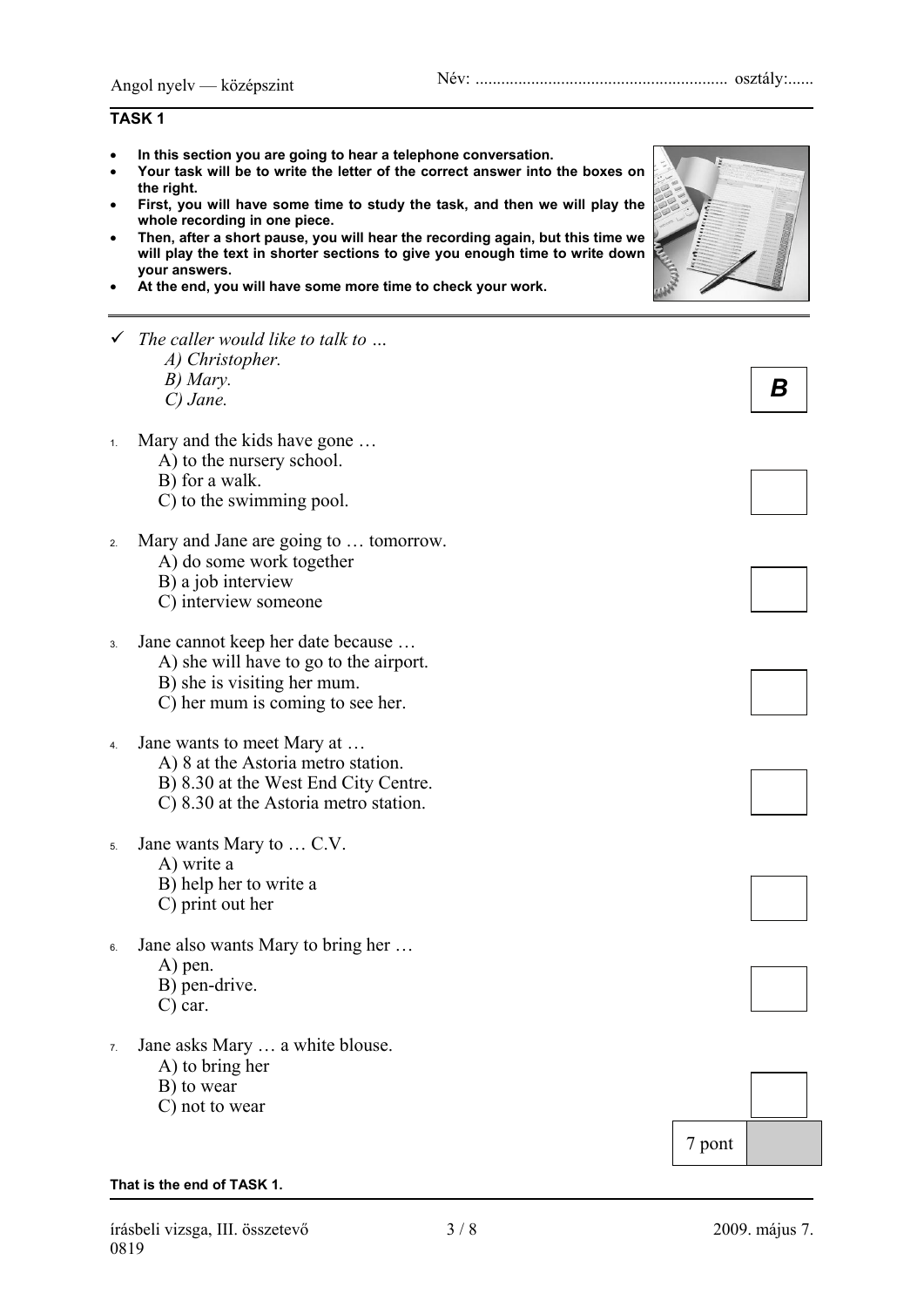Név: .......................................................... osztály:......

## TASK 1

- **In this section you are going to hear a telephone conversation.**
- **Your task will be to write the letter of the correct answer into the boxes on the right.**
- **First, you will have some time to study the task, and then we will play the whole recording in one piece.**
- **Then, after a short pause, you will hear the recording again, but this time we will play the text in shorter sections to give you enough time to write down your answers.**
- **At the end, you will have some more time to check your work.**

---

✓ *The caller would like to talk to …*
  *A) Christopher.*
  *B) Mary.*
  *C) Jane.*

**B**

1. Mary and the kids have gone …
   A) to the nursery school.
   B) for a walk.
   C) to the swimming pool.

2. Mary and Jane are going to … tomorrow.
   A) do some work together
   B) a job interview
   C) interview someone

3. Jane cannot keep her date because …
   A) she will have to go to the airport.
   B) she is visiting her mum.
   C) her mum is coming to see her.

4. Jane wants to meet Mary at …
   A) 8 at the Astoria metro station.
   B) 8.30 at the West End City Centre.
   C) 8.30 at the Astoria metro station.

5. Jane wants Mary to … C.V.
   A) write a
   B) help her to write a
   C) print out her

6. Jane also wants Mary to bring her …
   A) pen.
   B) pen-drive.
   C) car.

7. Jane asks Mary … a white blouse.
   A) to bring her
   B) to wear
   C) not to wear

| 7 pont | |
|---|---|

**That is the end of TASK 1.**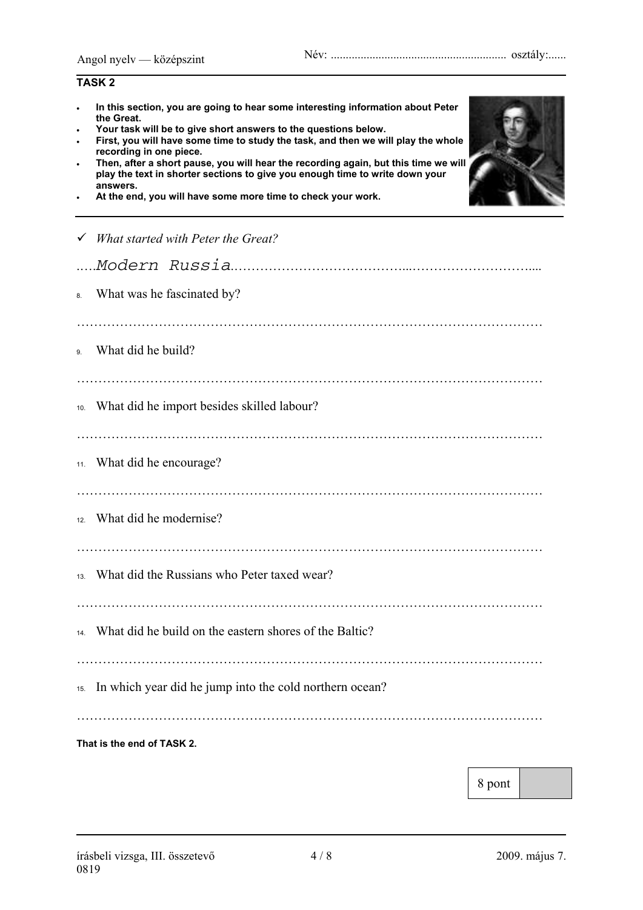## TASK 2

- **In this section, you are going to hear some interesting information about Peter the Great.**
- **Your task will be to give short answers to the questions below.**
- **First, you will have some time to study the task, and then we will play the whole recording in one piece.**
- **Then, after a short pause, you will hear the recording again, but this time we will play the text in shorter sections to give you enough time to write down your answers.**
- **At the end, you will have some more time to check your work.**

✓ *What started with Peter the Great?*

.....Modern Russia.......................................................................................

8. What was he fascinated by?

……………………………………………………………………………………………

9. What did he build?

……………………………………………………………………………………………

10. What did he import besides skilled labour?

……………………………………………………………………………………………

11. What did he encourage?

……………………………………………………………………………………………

12. What did he modernise?

……………………………………………………………………………………………

13. What did the Russians who Peter taxed wear?

……………………………………………………………………………………………

14. What did he build on the eastern shores of the Baltic?

……………………………………………………………………………………………

15. In which year did he jump into the cold northern ocean?

……………………………………………………………………………………………

**That is the end of TASK 2.**

| 8 pont | |
|---|---|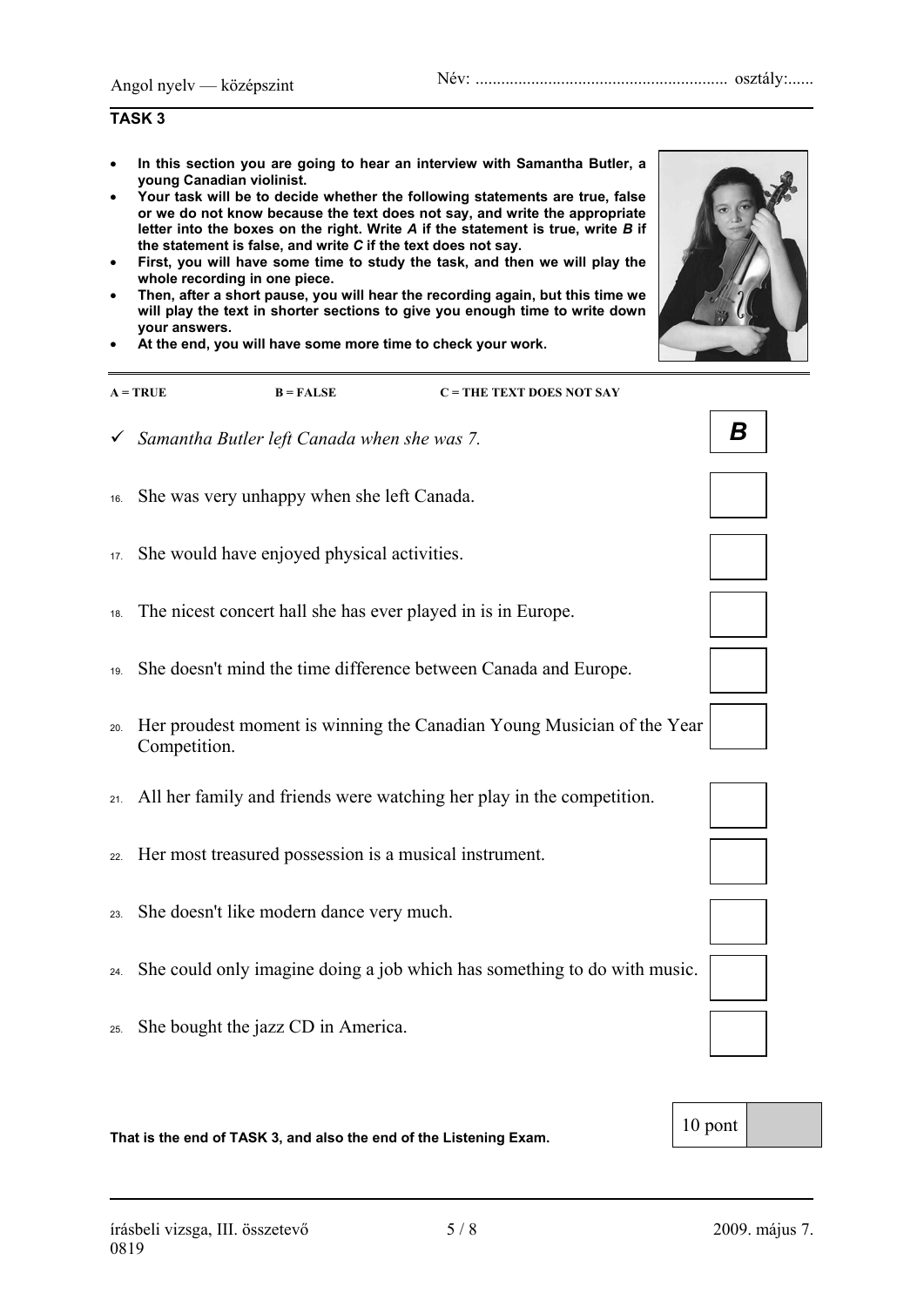## TASK 3

- **In this section you are going to hear an interview with Samantha Butler, a young Canadian violinist.**
- **Your task will be to decide whether the following statements are true, false or we do not know because the text does not say, and write the appropriate letter into the boxes on the right. Write *A* if the statement is true, write *B* if the statement is false, and write *C* if the text does not say.**
- **First, you will have some time to study the task, and then we will play the whole recording in one piece.**
- **Then, after a short pause, you will hear the recording again, but this time we will play the text in shorter sections to give you enough time to write down your answers.**
- **At the end, you will have some more time to check your work.**

**A = TRUE** **B = FALSE** **C = THE TEXT DOES NOT SAY**

| | Statement | Answer |
|---|---|---|
| ✓ | *Samantha Butler left Canada when she was 7.* | ***B*** |
| 16. | She was very unhappy when she left Canada. | |
| 17. | She would have enjoyed physical activities. | |
| 18. | The nicest concert hall she has ever played in is in Europe. | |
| 19. | She doesn't mind the time difference between Canada and Europe. | |
| 20. | Her proudest moment is winning the Canadian Young Musician of the Year Competition. | |
| 21. | All her family and friends were watching her play in the competition. | |
| 22. | Her most treasured possession is a musical instrument. | |
| 23. | She doesn't like modern dance very much. | |
| 24. | She could only imagine doing a job which has something to do with music. | |
| 25. | She bought the jazz CD in America. | |

**That is the end of TASK 3, and also the end of the Listening Exam.**

| 10 pont | |
|---|---|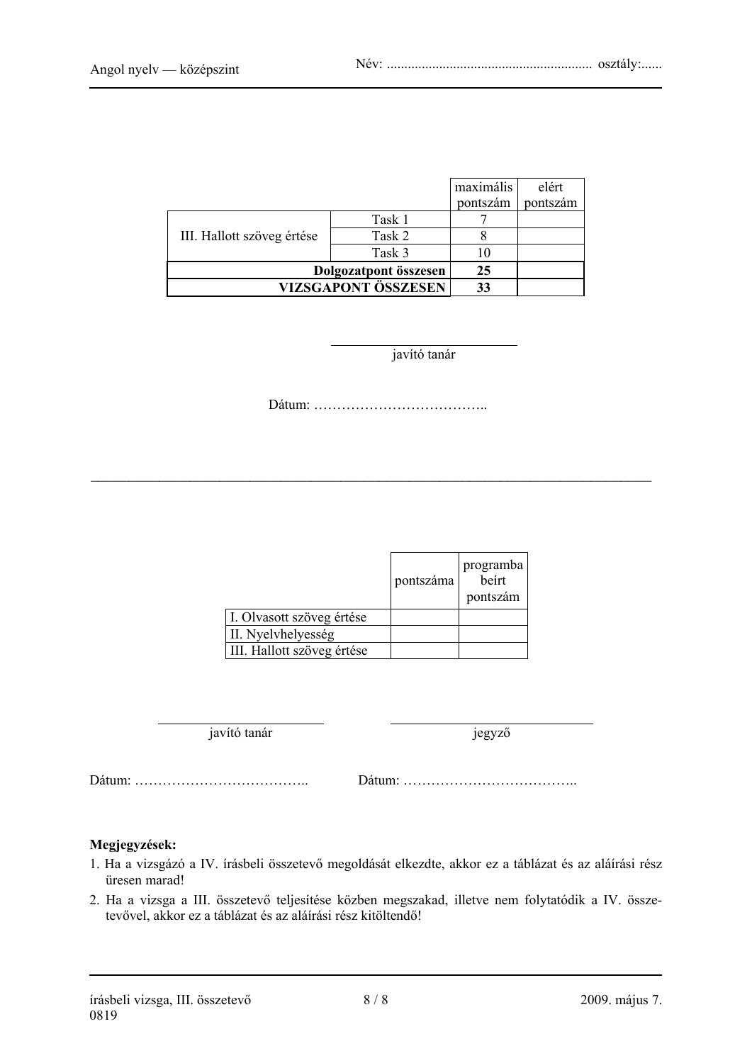| | | maximális pontszám | elért pontszám |
|---|---|---|---|
| III. Hallott szöveg értése | Task 1 | 7 | |
| | Task 2 | 8 | |
| | Task 3 | 10 | |
| **Dolgozatpont összesen** | | **25** | |
| **VIZSGAPONT ÖSSZESEN** | | **33** | |

javító tanár

Dátum: ………………………………..

---

| | pontszáma | programba beírt pontszám |
|---|---|---|
| I. Olvasott szöveg értése | | |
| II. Nyelvhelyesség | | |
| III. Hallott szöveg értése | | |

javító tanár

jegyző

Dátum: ………………………………..

Dátum: ………………………………..

**Megjegyzések:**

1. Ha a vizsgázó a IV. írásbeli összetevő megoldását elkezdte, akkor ez a táblázat és az aláírási rész üresen marad!
2. Ha a vizsga a III. összetevő teljesítése közben megszakad, illetve nem folytatódik a IV. összetevővel, akkor ez a táblázat és az aláírási rész kitöltendő!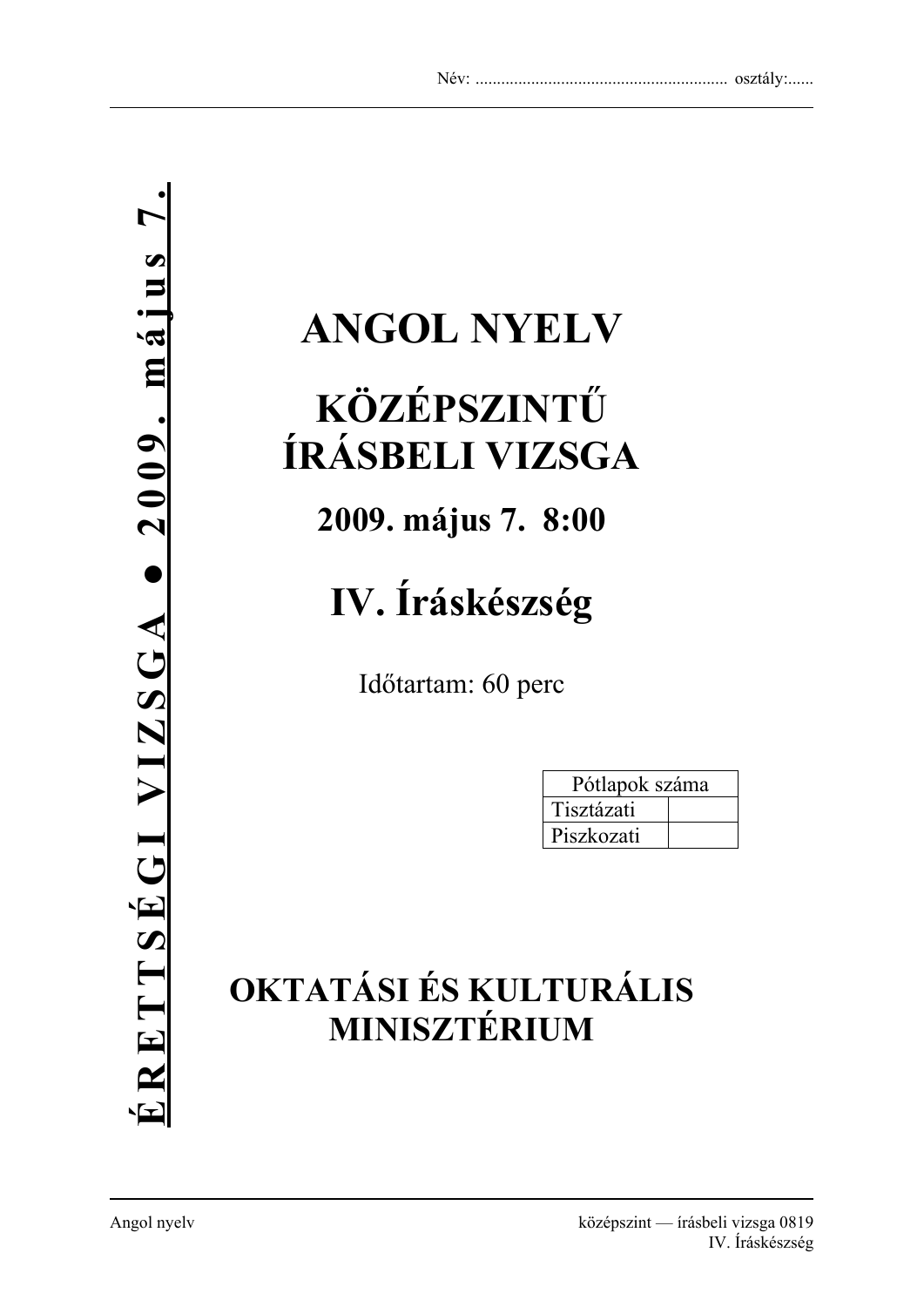Név: ........................................................... osztály:......

ÉRETTSÉGI VIZSGA • 2009. május 7.

# ANGOL NYELV

## KÖZÉPSZINTŰ ÍRÁSBELI VIZSGA

### 2009. május 7. 8:00

## IV. Íráskészség

Időtartam: 60 perc

| Pótlapok száma | |
|---|---|
| Tisztázati | |
| Piszkozati | |

## OKTATÁSI ÉS KULTURÁLIS MINISZTÉRIUM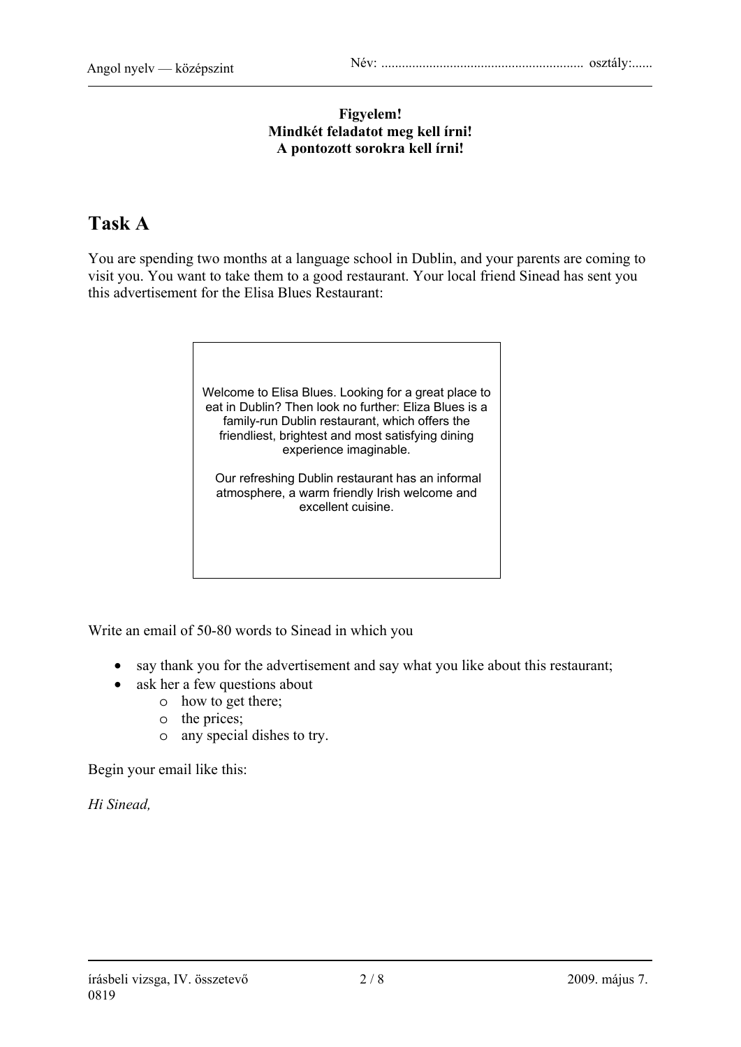**Figyelem!**
**Mindkét feladatot meg kell írni!**
**A pontozott sorokra kell írni!**

# Task A

You are spending two months at a language school in Dublin, and your parents are coming to visit you. You want to take them to a good restaurant. Your local friend Sinead has sent you this advertisement for the Elisa Blues Restaurant:

> Welcome to Elisa Blues. Looking for a great place to eat in Dublin? Then look no further: Eliza Blues is a family-run Dublin restaurant, which offers the friendliest, brightest and most satisfying dining experience imaginable.
>
> Our refreshing Dublin restaurant has an informal atmosphere, a warm friendly Irish welcome and excellent cuisine.

Write an email of 50-80 words to Sinead in which you

- say thank you for the advertisement and say what you like about this restaurant;
- ask her a few questions about
    - how to get there;
    - the prices;
    - any special dishes to try.

Begin your email like this:

*Hi Sinead,*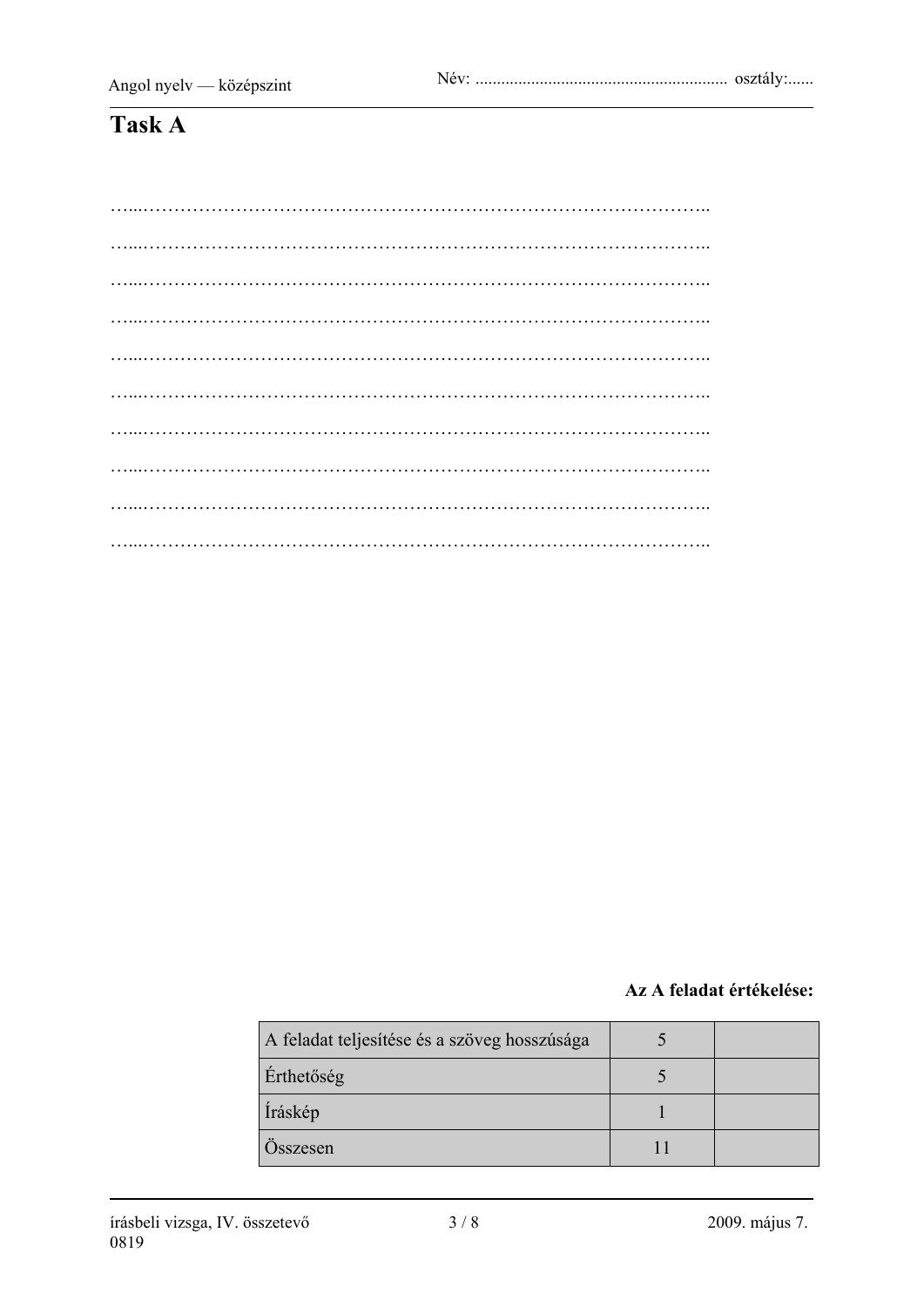# Task A

…....………………………………………………………………………………..

…....………………………………………………………………………………..

…....………………………………………………………………………………..

…....………………………………………………………………………………..

…....………………………………………………………………………………..

…....………………………………………………………………………………..

…....………………………………………………………………………………..

…....………………………………………………………………………………..

…....………………………………………………………………………………..

…....………………………………………………………………………………..

**Az A feladat értékelése:**

| | | |
|---|---|---|
| A feladat teljesítése és a szöveg hosszúsága | 5 | |
| Érthetőség | 5 | |
| Íráskép | 1 | |
| Összesen | 11 | |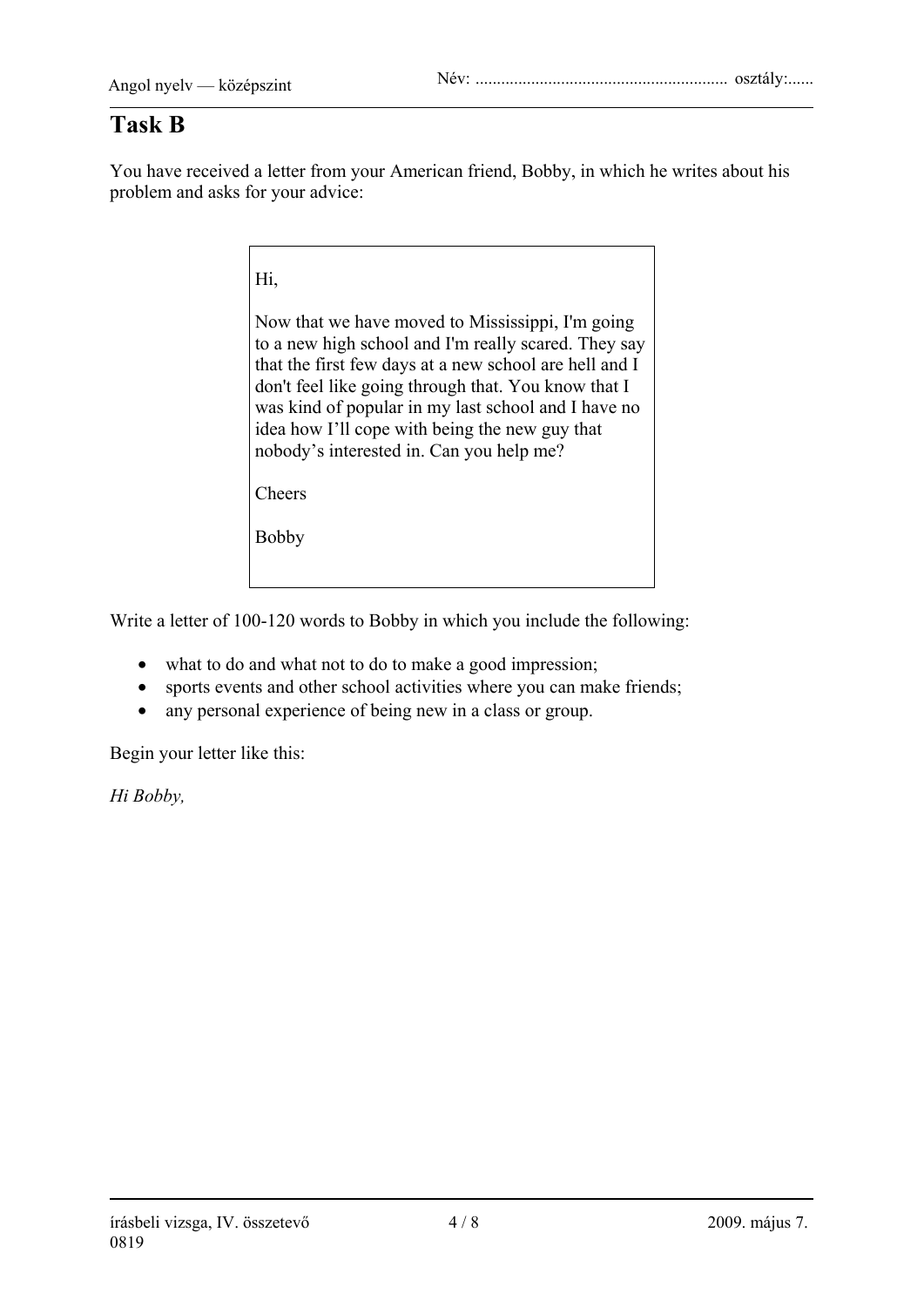# Task B

You have received a letter from your American friend, Bobby, in which he writes about his problem and asks for your advice:

> Hi,
>
> Now that we have moved to Mississippi, I'm going to a new high school and I'm really scared. They say that the first few days at a new school are hell and I don't feel like going through that. You know that I was kind of popular in my last school and I have no idea how I'll cope with being the new guy that nobody's interested in. Can you help me?
>
> Cheers
>
> Bobby

Write a letter of 100-120 words to Bobby in which you include the following:

- what to do and what not to do to make a good impression;
- sports events and other school activities where you can make friends;
- any personal experience of being new in a class or group.

Begin your letter like this:

*Hi Bobby,*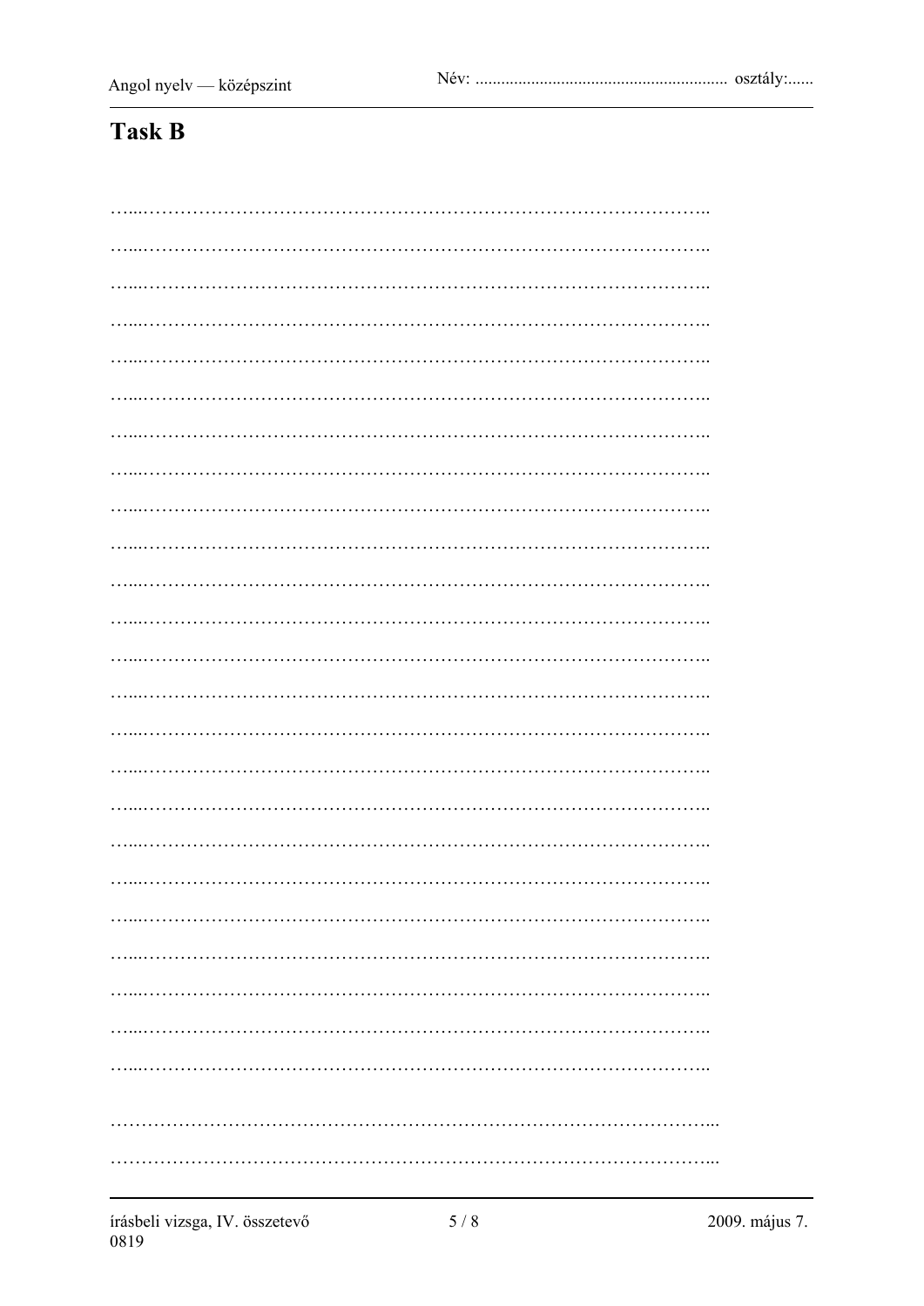# Task B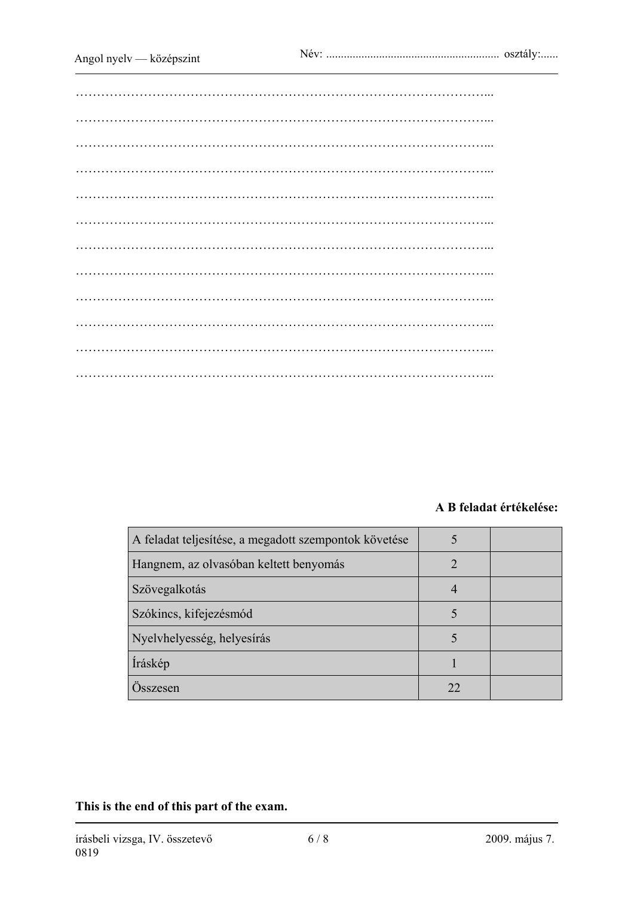……………………………………………………………………………………...

……………………………………………………………………………………...

……………………………………………………………………………………...

……………………………………………………………………………………...

……………………………………………………………………………………...

……………………………………………………………………………………...

……………………………………………………………………………………...

……………………………………………………………………………………...

……………………………………………………………………………………...

……………………………………………………………………………………...

……………………………………………………………………………………...

……………………………………………………………………………………...

**A B feladat értékelése:**

| | | |
|---|---|---|
| A feladat teljesítése, a megadott szempontok követése | 5 | |
| Hangnem, az olvasóban keltett benyomás | 2 | |
| Szövegalkotás | 4 | |
| Szókincs, kifejezésmód | 5 | |
| Nyelvhelyesség, helyesírás | 5 | |
| Íráskép | 1 | |
| Összesen | 22 | |

**This is the end of this part of the exam.**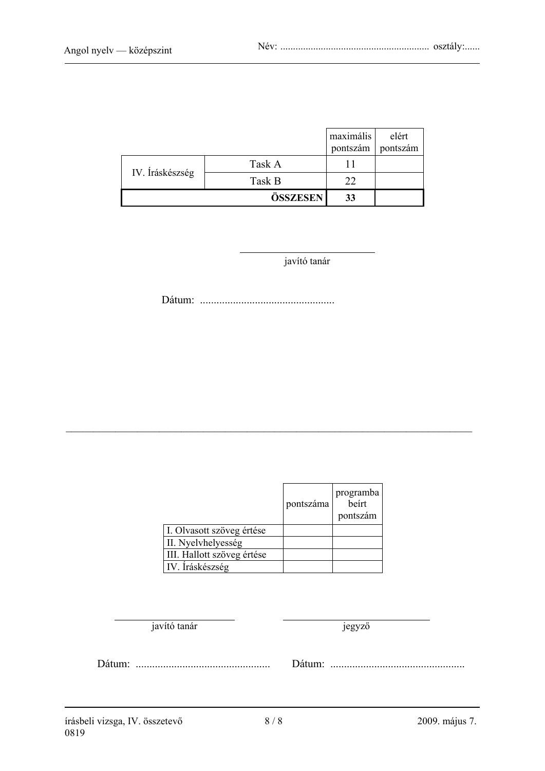| | | maximális pontszám | elért pontszám |
|---|---|---|---|
| IV. Íráskészség | Task A | 11 | |
| | Task B | 22 | |
| **ÖSSZESEN** | | **33** | |

javító tanár

Dátum: .................................................

---

| | pontszáma | programba beírt pontszám |
|---|---|---|
| I. Olvasott szöveg értése | | |
| II. Nyelvhelyesség | | |
| III. Hallott szöveg értése | | |
| IV. Íráskészség | | |

javító tanár

jegyző

Dátum: .................................................

Dátum: .................................................